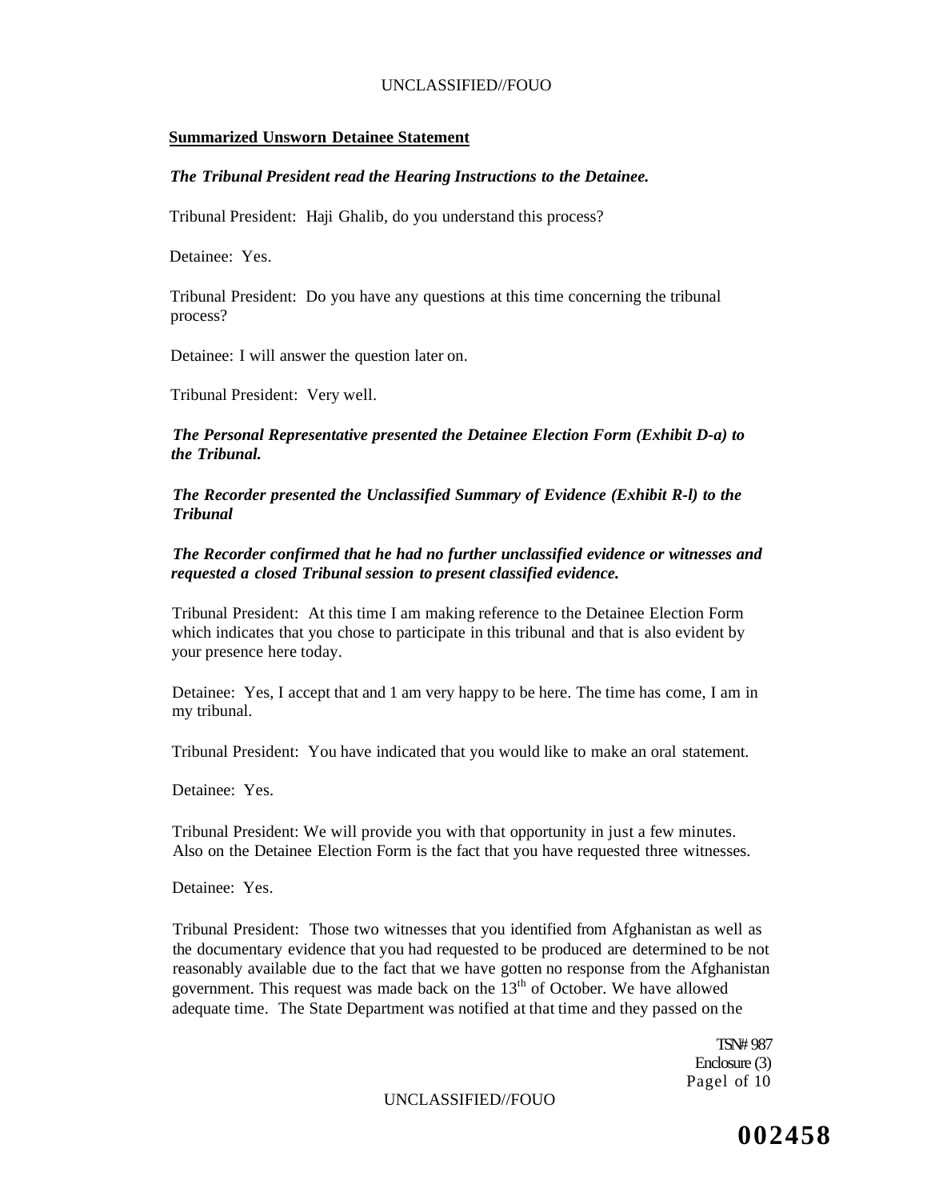**Summarized Unsworn Detainee Statement**

***The Tribunal President read the Hearing Instructions to the Detainee.***

Tribunal President: Haji Ghalib, do you understand this process?

Detainee: Yes.

Tribunal President: Do you have any questions at this time concerning the tribunal process?

Detainee: I will answer the question later on.

Tribunal President: Very well.

***The Personal Representative presented the Detainee Election Form (Exhibit D-a) to the Tribunal.***

***The Recorder presented the Unclassified Summary of Evidence (Exhibit R-l) to the Tribunal***

***The Recorder confirmed that he had no further unclassified evidence or witnesses and requested a closed Tribunal session to present classified evidence.***

Tribunal President: At this time I am making reference to the Detainee Election Form which indicates that you chose to participate in this tribunal and that is also evident by your presence here today.

Detainee: Yes, I accept that and 1 am very happy to be here. The time has come, I am in my tribunal.

Tribunal President: You have indicated that you would like to make an oral statement.

Detainee: Yes.

Tribunal President: We will provide you with that opportunity in just a few minutes. Also on the Detainee Election Form is the fact that you have requested three witnesses.

Detainee: Yes.

Tribunal President: Those two witnesses that you identified from Afghanistan as well as the documentary evidence that you had requested to be produced are determined to be not reasonably available due to the fact that we have gotten no response from the Afghanistan government. This request was made back on the 13th of October. We have allowed adequate time. The State Department was notified at that time and they passed on the

TSN# 987
Enclosure (3)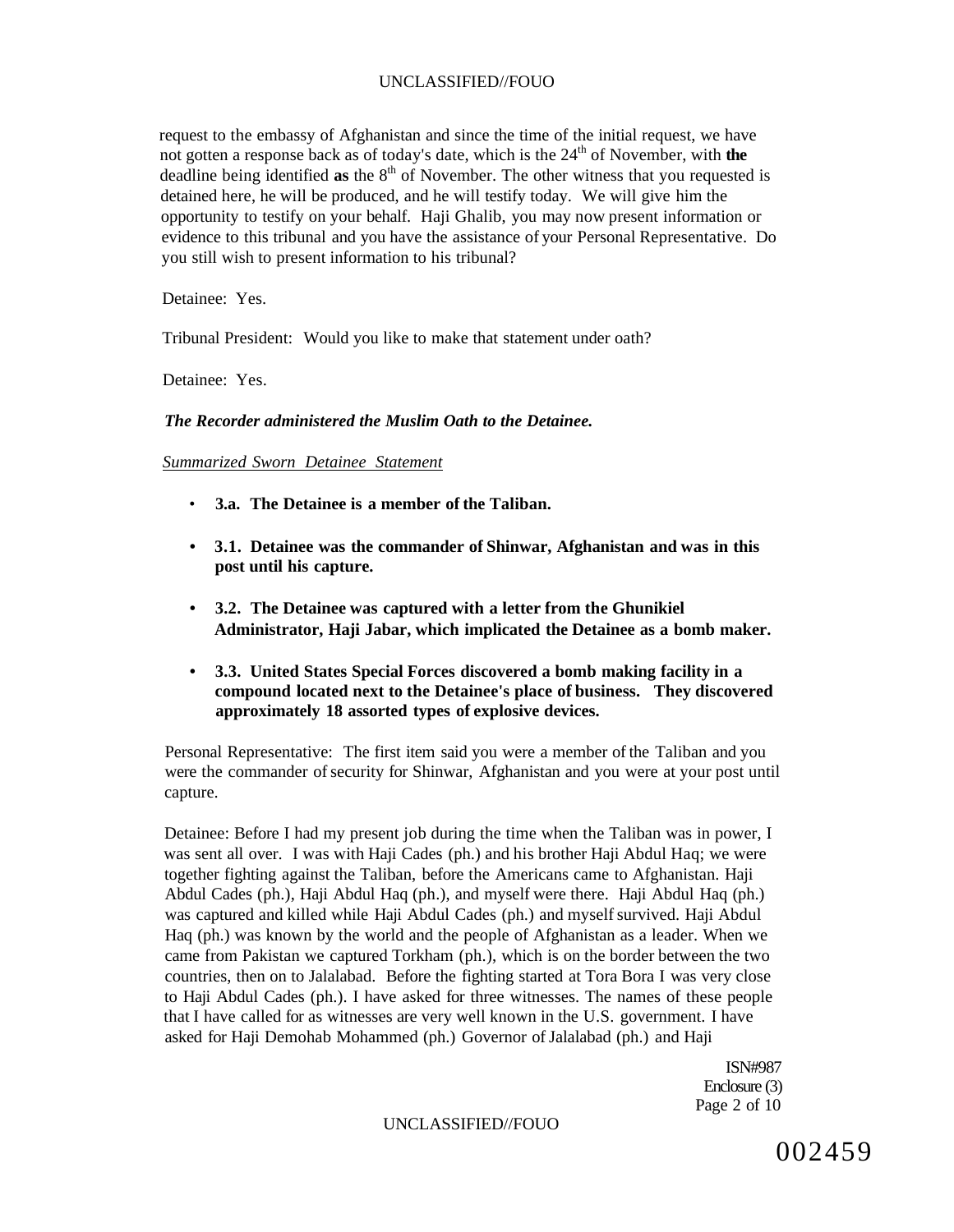request to the embassy of Afghanistan and since the time of the initial request, we have not gotten a response back as of today's date, which is the 24th of November, with **the** deadline being identified **as** the 8th of November. The other witness that you requested is detained here, he will be produced, and he will testify today. We will give him the opportunity to testify on your behalf. Haji Ghalib, you may now present information or evidence to this tribunal and you have the assistance of your Personal Representative. Do you still wish to present information to his tribunal?

Detainee: Yes.

Tribunal President: Would you like to make that statement under oath?

Detainee: Yes.

***The Recorder administered the Muslim Oath to the Detainee.***

*Summarized Sworn Detainee Statement*

- **3.a. The Detainee is a member of the Taliban.**
- **3.1. Detainee was the commander of Shinwar, Afghanistan and was in this post until his capture.**
- **3.2. The Detainee was captured with a letter from the Ghunikiel Administrator, Haji Jabar, which implicated the Detainee as a bomb maker.**
- **3.3. United States Special Forces discovered a bomb making facility in a compound located next to the Detainee's place of business. They discovered approximately 18 assorted types of explosive devices.**

Personal Representative: The first item said you were a member of the Taliban and you were the commander of security for Shinwar, Afghanistan and you were at your post until capture.

Detainee: Before I had my present job during the time when the Taliban was in power, I was sent all over. I was with Haji Cades (ph.) and his brother Haji Abdul Haq; we were together fighting against the Taliban, before the Americans came to Afghanistan. Haji Abdul Cades (ph.), Haji Abdul Haq (ph.), and myself were there. Haji Abdul Haq (ph.) was captured and killed while Haji Abdul Cades (ph.) and myself survived. Haji Abdul Haq (ph.) was known by the world and the people of Afghanistan as a leader. When we came from Pakistan we captured Torkham (ph.), which is on the border between the two countries, then on to Jalalabad. Before the fighting started at Tora Bora I was very close to Haji Abdul Cades (ph.). I have asked for three witnesses. The names of these people that I have called for as witnesses are very well known in the U.S. government. I have asked for Haji Demohab Mohammed (ph.) Governor of Jalalabad (ph.) and Haji

ISN#987
Enclosure (3)
Page 2 of 10

002459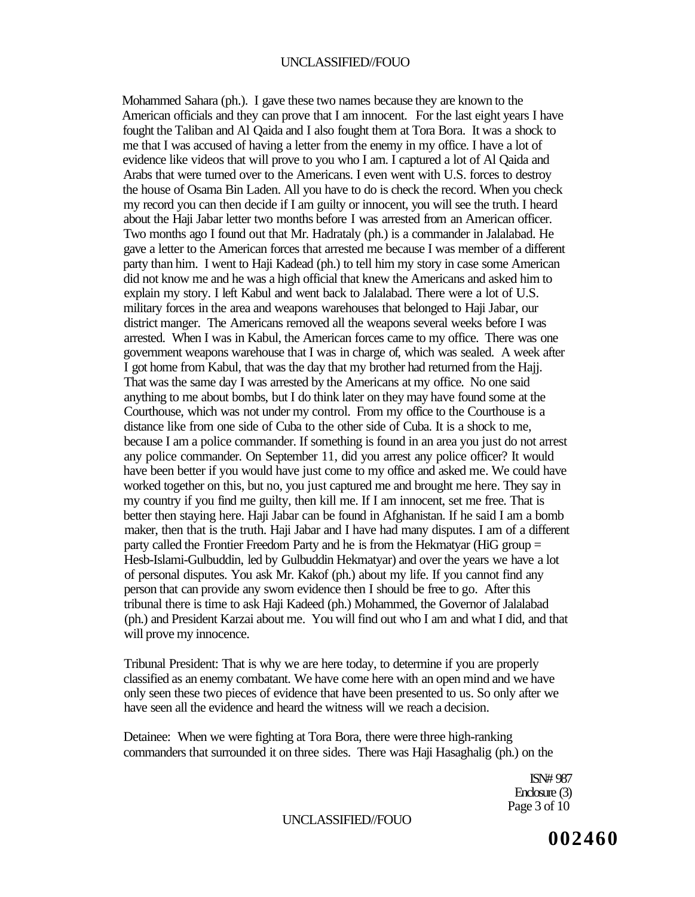Mohammed Sahara (ph.). I gave these two names because they are known to the American officials and they can prove that I am innocent. For the last eight years I have fought the Taliban and Al Qaida and I also fought them at Tora Bora. It was a shock to me that I was accused of having a letter from the enemy in my office. I have a lot of evidence like videos that will prove to you who I am. I captured a lot of Al Qaida and Arabs that were turned over to the Americans. I even went with U.S. forces to destroy the house of Osama Bin Laden. All you have to do is check the record. When you check my record you can then decide if I am guilty or innocent, you will see the truth. I heard about the Haji Jabar letter two months before I was arrested from an American officer. Two months ago I found out that Mr. Hadrataly (ph.) is a commander in Jalalabad. He gave a letter to the American forces that arrested me because I was member of a different party than him. I went to Haji Kadead (ph.) to tell him my story in case some American did not know me and he was a high official that knew the Americans and asked him to explain my story. I left Kabul and went back to Jalalabad. There were a lot of U.S. military forces in the area and weapons warehouses that belonged to Haji Jabar, our district manger. The Americans removed all the weapons several weeks before I was arrested. When I was in Kabul, the American forces came to my office. There was one government weapons warehouse that I was in charge of, which was sealed. A week after I got home from Kabul, that was the day that my brother had returned from the Hajj. That was the same day I was arrested by the Americans at my office. No one said anything to me about bombs, but I do think later on they may have found some at the Courthouse, which was not under my control. From my office to the Courthouse is a distance like from one side of Cuba to the other side of Cuba. It is a shock to me, because I am a police commander. If something is found in an area you just do not arrest any police commander. On September 11, did you arrest any police officer? It would have been better if you would have just come to my office and asked me. We could have worked together on this, but no, you just captured me and brought me here. They say in my country if you find me guilty, then kill me. If I am innocent, set me free. That is better then staying here. Haji Jabar can be found in Afghanistan. If he said I am a bomb maker, then that is the truth. Haji Jabar and I have had many disputes. I am of a different party called the Frontier Freedom Party and he is from the Hekmatyar (HiG group = Hesb-Islami-Gulbuddin, led by Gulbuddin Hekmatyar) and over the years we have a lot of personal disputes. You ask Mr. Kakof (ph.) about my life. If you cannot find any person that can provide any sworn evidence then I should be free to go. After this tribunal there is time to ask Haji Kadeed (ph.) Mohammed, the Governor of Jalalabad (ph.) and President Karzai about me. You will find out who I am and what I did, and that will prove my innocence.

Tribunal President: That is why we are here today, to determine if you are properly classified as an enemy combatant. We have come here with an open mind and we have only seen these two pieces of evidence that have been presented to us. So only after we have seen all the evidence and heard the witness will we reach a decision.

Detainee: When we were fighting at Tora Bora, there were three high-ranking commanders that surrounded it on three sides. There was Haji Hasaghalig (ph.) on the

ISN# 987
Enclosure (3)

002460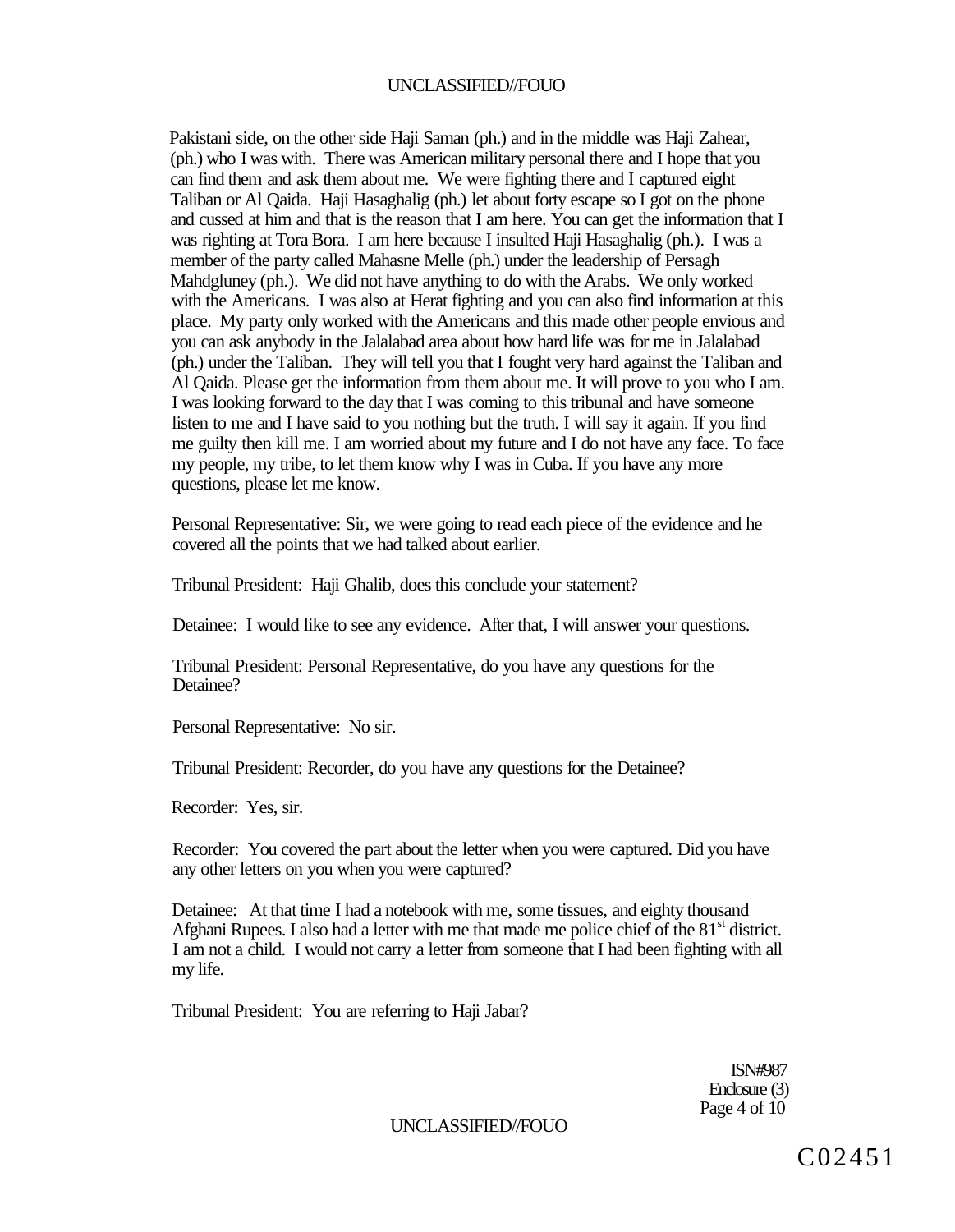Pakistani side, on the other side Haji Saman (ph.) and in the middle was Haji Zahear, (ph.) who I was with. There was American military personal there and I hope that you can find them and ask them about me. We were fighting there and I captured eight Taliban or Al Qaida. Haji Hasaghalig (ph.) let about forty escape so I got on the phone and cussed at him and that is the reason that I am here. You can get the information that I was righting at Tora Bora. I am here because I insulted Haji Hasaghalig (ph.). I was a member of the party called Mahasne Melle (ph.) under the leadership of Persagh Mahdgluney (ph.). We did not have anything to do with the Arabs. We only worked with the Americans. I was also at Herat fighting and you can also find information at this place. My party only worked with the Americans and this made other people envious and you can ask anybody in the Jalalabad area about how hard life was for me in Jalalabad (ph.) under the Taliban. They will tell you that I fought very hard against the Taliban and Al Qaida. Please get the information from them about me. It will prove to you who I am. I was looking forward to the day that I was coming to this tribunal and have someone listen to me and I have said to you nothing but the truth. I will say it again. If you find me guilty then kill me. I am worried about my future and I do not have any face. To face my people, my tribe, to let them know why I was in Cuba. If you have any more questions, please let me know.

Personal Representative: Sir, we were going to read each piece of the evidence and he covered all the points that we had talked about earlier.

Tribunal President: Haji Ghalib, does this conclude your statement?

Detainee: I would like to see any evidence. After that, I will answer your questions.

Tribunal President: Personal Representative, do you have any questions for the Detainee?

Personal Representative: No sir.

Tribunal President: Recorder, do you have any questions for the Detainee?

Recorder: Yes, sir.

Recorder: You covered the part about the letter when you were captured. Did you have any other letters on you when you were captured?

Detainee: At that time I had a notebook with me, some tissues, and eighty thousand Afghani Rupees. I also had a letter with me that made me police chief of the 81st district. I am not a child. I would not carry a letter from someone that I had been fighting with all my life.

Tribunal President: You are referring to Haji Jabar?

ISN#987
Enclosure (3)

C02451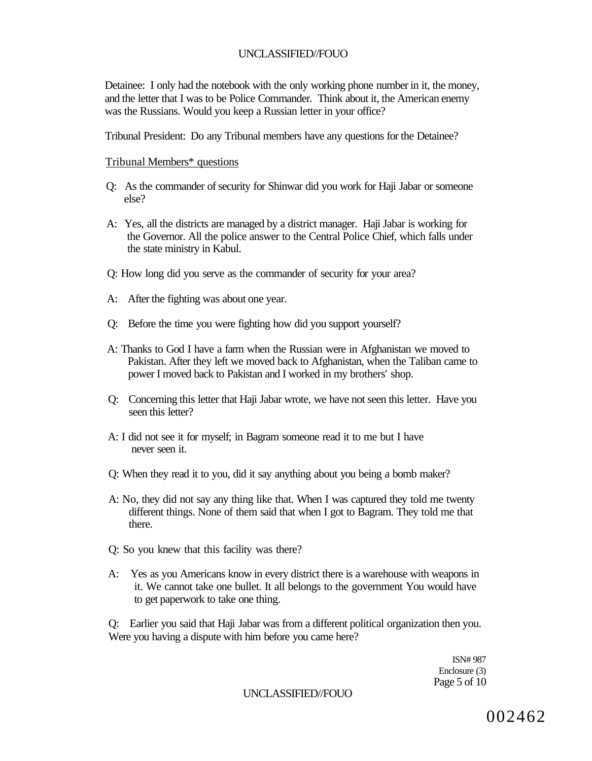Detainee: I only had the notebook with the only working phone number in it, the money, and the letter that I was to be Police Commander. Think about it, the American enemy was the Russians. Would you keep a Russian letter in your office?

Tribunal President: Do any Tribunal members have any questions for the Detainee?

<u>Tribunal Members* questions</u>

Q: As the commander of security for Shinwar did you work for Haji Jabar or someone else?

A: Yes, all the districts are managed by a district manager. Haji Jabar is working for the Governor. All the police answer to the Central Police Chief, which falls under the state ministry in Kabul.

Q: How long did you serve as the commander of security for your area?

A: After the fighting was about one year.

Q: Before the time you were fighting how did you support yourself?

A: Thanks to God I have a farm when the Russian were in Afghanistan we moved to Pakistan. After they left we moved back to Afghanistan, when the Taliban came to power I moved back to Pakistan and I worked in my brothers' shop.

Q: Concerning this letter that Haji Jabar wrote, we have not seen this letter. Have you seen this letter?

A: I did not see it for myself; in Bagram someone read it to me but I have never seen it.

Q: When they read it to you, did it say anything about you being a bomb maker?

A: No, they did not say any thing like that. When I was captured they told me twenty different things. None of them said that when I got to Bagram. They told me that there.

Q: So you knew that this facility was there?

A: Yes as you Americans know in every district there is a warehouse with weapons in it. We cannot take one bullet. It all belongs to the government You would have to get paperwork to take one thing.

Q: Earlier you said that Haji Jabar was from a different political organization then you. Were you having a dispute with him before you came here?

ISN# 987
Enclosure (3)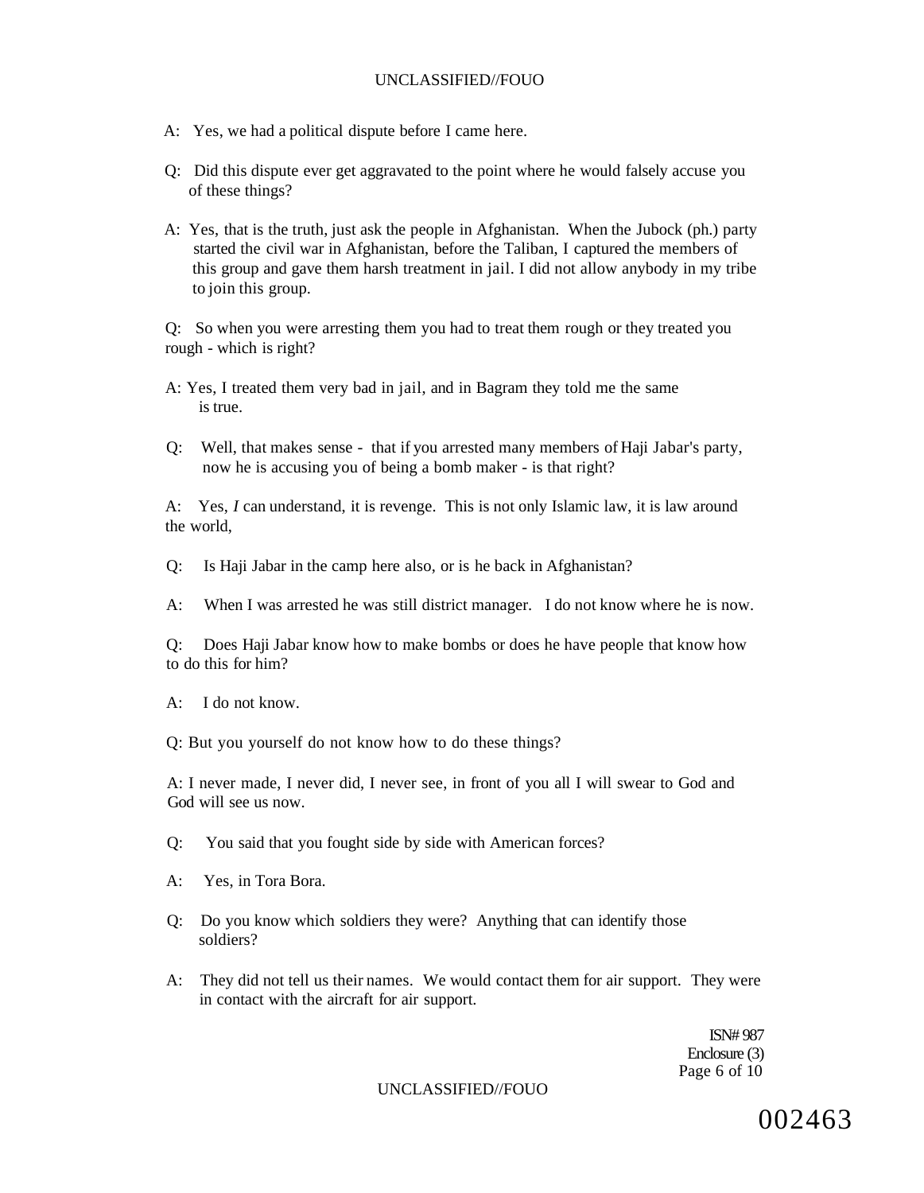A: Yes, we had a political dispute before I came here.

Q: Did this dispute ever get aggravated to the point where he would falsely accuse you of these things?

A: Yes, that is the truth, just ask the people in Afghanistan. When the Jubock (ph.) party started the civil war in Afghanistan, before the Taliban, I captured the members of this group and gave them harsh treatment in jail. I did not allow anybody in my tribe to join this group.

Q: So when you were arresting them you had to treat them rough or they treated you rough - which is right?

A: Yes, I treated them very bad in jail, and in Bagram they told me the same is true.

Q: Well, that makes sense - that if you arrested many members of Haji Jabar's party, now he is accusing you of being a bomb maker - is that right?

A: Yes, *I* can understand, it is revenge. This is not only Islamic law, it is law around the world,

Q: Is Haji Jabar in the camp here also, or is he back in Afghanistan?

A: When I was arrested he was still district manager. I do not know where he is now.

Q: Does Haji Jabar know how to make bombs or does he have people that know how to do this for him?

A: I do not know.

Q: But you yourself do not know how to do these things?

A: I never made, I never did, I never see, in front of you all I will swear to God and God will see us now.

Q: You said that you fought side by side with American forces?

A: Yes, in Tora Bora.

Q: Do you know which soldiers they were? Anything that can identify those soldiers?

A: They did not tell us their names. We would contact them for air support. They were in contact with the aircraft for air support.

ISN# 987
Enclosure (3)

002463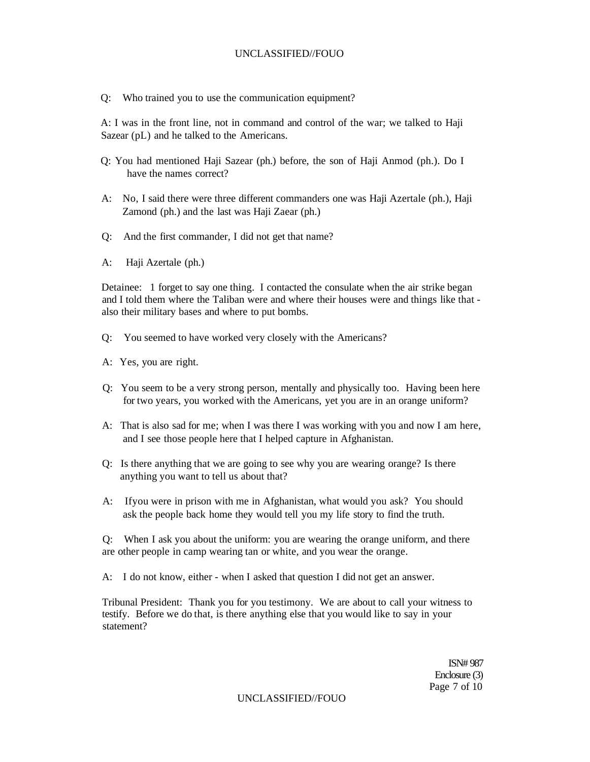Q: Who trained you to use the communication equipment?

A: I was in the front line, not in command and control of the war; we talked to Haji Sazear (pL) and he talked to the Americans.

Q: You had mentioned Haji Sazear (ph.) before, the son of Haji Anmod (ph.). Do I have the names correct?

A: No, I said there were three different commanders one was Haji Azertale (ph.), Haji Zamond (ph.) and the last was Haji Zaear (ph.)

Q: And the first commander, I did not get that name?

A: Haji Azertale (ph.)

Detainee: 1 forget to say one thing. I contacted the consulate when the air strike began and I told them where the Taliban were and where their houses were and things like that - also their military bases and where to put bombs.

Q: You seemed to have worked very closely with the Americans?

A: Yes, you are right.

Q: You seem to be a very strong person, mentally and physically too. Having been here for two years, you worked with the Americans, yet you are in an orange uniform?

A: That is also sad for me; when I was there I was working with you and now I am here, and I see those people here that I helped capture in Afghanistan.

Q: Is there anything that we are going to see why you are wearing orange? Is there anything you want to tell us about that?

A: Ifyou were in prison with me in Afghanistan, what would you ask? You should ask the people back home they would tell you my life story to find the truth.

Q: When I ask you about the uniform: you are wearing the orange uniform, and there are other people in camp wearing tan or white, and you wear the orange.

A: I do not know, either - when I asked that question I did not get an answer.

Tribunal President: Thank you for you testimony. We are about to call your witness to testify. Before we do that, is there anything else that you would like to say in your statement?

ISN# 987
Enclosure (3)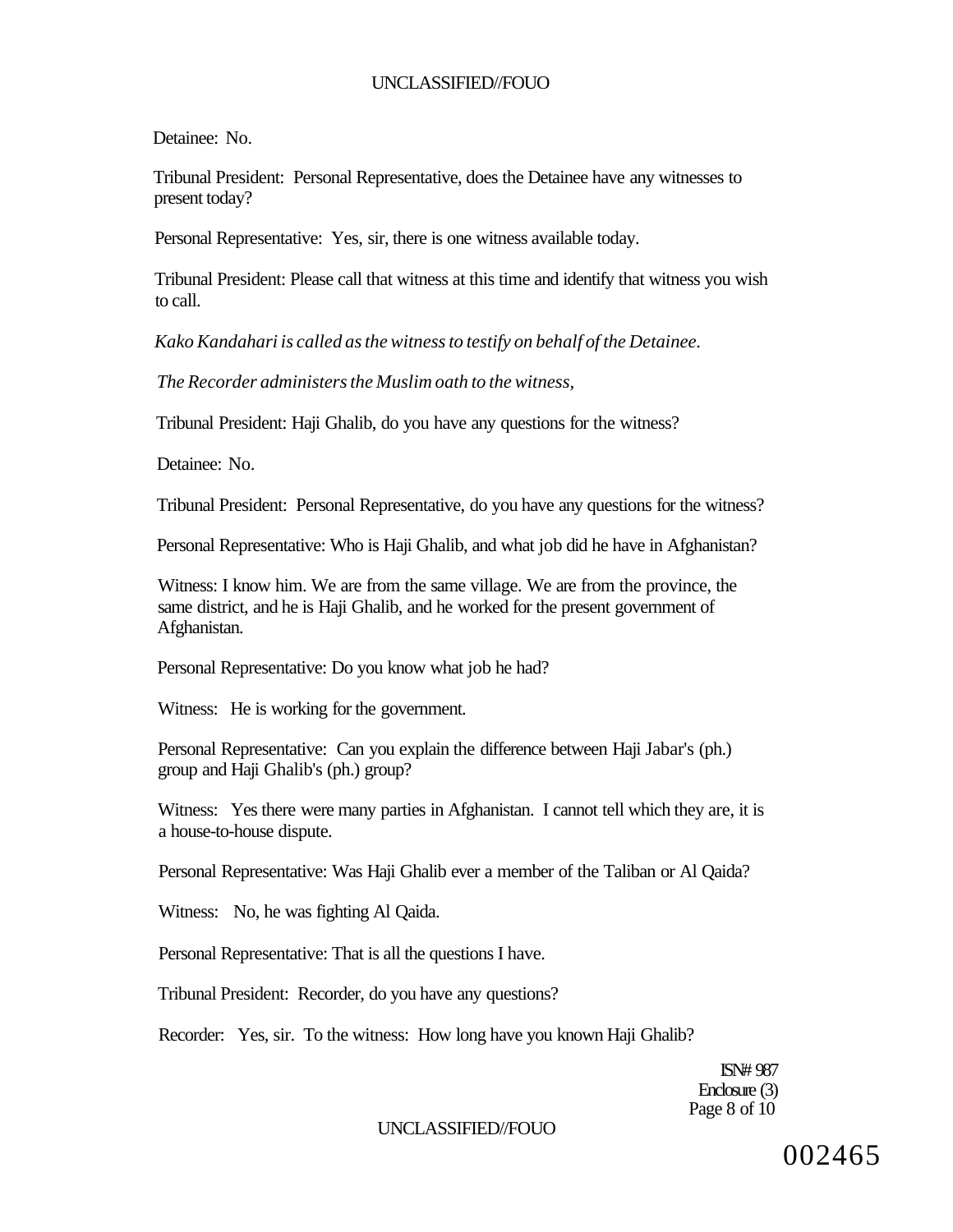Detainee: No.

Tribunal President: Personal Representative, does the Detainee have any witnesses to present today?

Personal Representative: Yes, sir, there is one witness available today.

Tribunal President: Please call that witness at this time and identify that witness you wish to call.

*Kako Kandahari is called as the witness to testify on behalf of the Detainee.*

*The Recorder administers the Muslim oath to the witness,*

Tribunal President: Haji Ghalib, do you have any questions for the witness?

Detainee: No.

Tribunal President: Personal Representative, do you have any questions for the witness?

Personal Representative: Who is Haji Ghalib, and what job did he have in Afghanistan?

Witness: I know him. We are from the same village. We are from the province, the same district, and he is Haji Ghalib, and he worked for the present government of Afghanistan.

Personal Representative: Do you know what job he had?

Witness: He is working for the government.

Personal Representative: Can you explain the difference between Haji Jabar's (ph.) group and Haji Ghalib's (ph.) group?

Witness: Yes there were many parties in Afghanistan. I cannot tell which they are, it is a house-to-house dispute.

Personal Representative: Was Haji Ghalib ever a member of the Taliban or Al Qaida?

Witness: No, he was fighting Al Qaida.

Personal Representative: That is all the questions I have.

Tribunal President: Recorder, do you have any questions?

Recorder: Yes, sir. To the witness: How long have you known Haji Ghalib?

ISN# 987
Enclosure (3)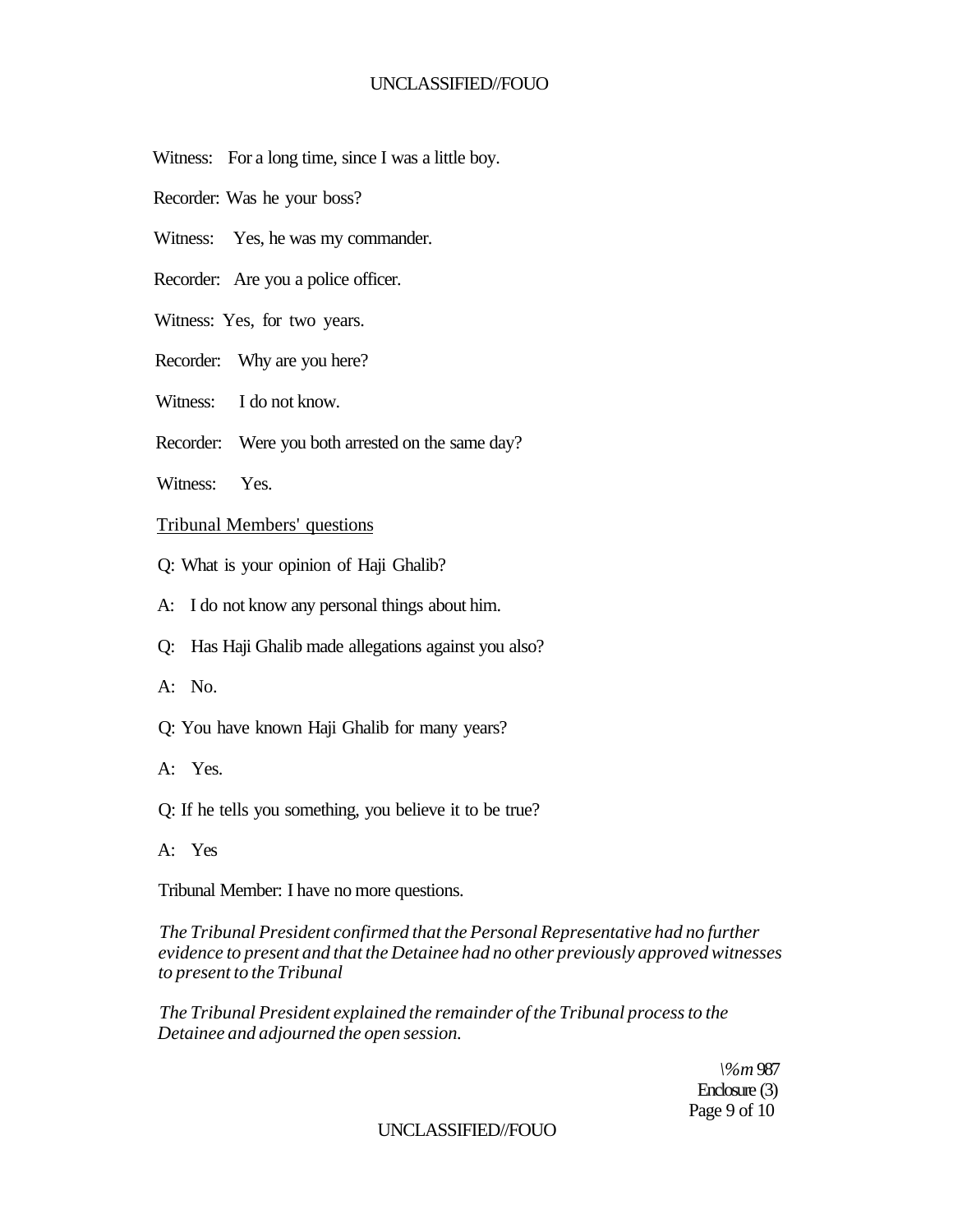Witness: For a long time, since I was a little boy.

Recorder: Was he your boss?

Witness: Yes, he was my commander.

Recorder: Are you a police officer.

Witness: Yes, for two years.

Recorder: Why are you here?

Witness: I do not know.

Recorder: Were you both arrested on the same day?

Witness: Yes.

Tribunal Members' questions

Q: What is your opinion of Haji Ghalib?

A: I do not know any personal things about him.

Q: Has Haji Ghalib made allegations against you also?

A: No.

Q: You have known Haji Ghalib for many years?

A: Yes.

Q: If he tells you something, you believe it to be true?

A: Yes

Tribunal Member: I have no more questions.

*The Tribunal President confirmed that the Personal Representative had no further evidence to present and that the Detainee had no other previously approved witnesses to present to the Tribunal*

*The Tribunal President explained the remainder of the Tribunal process to the Detainee and adjourned the open session.*

\%m 987
Enclosure (3)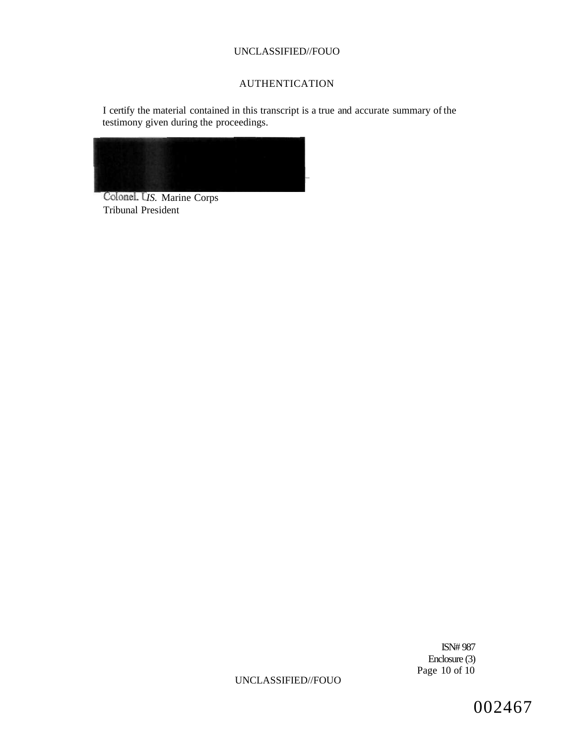UNCLASSIFIED//FOUO

## AUTHENTICATION

I certify the material contained in this transcript is a true and accurate summary of the testimony given during the proceedings.

Colonel. U.S. Marine Corps
Tribunal President

ISN# 987
Enclosure (3)

UNCLASSIFIED//FOUO

002467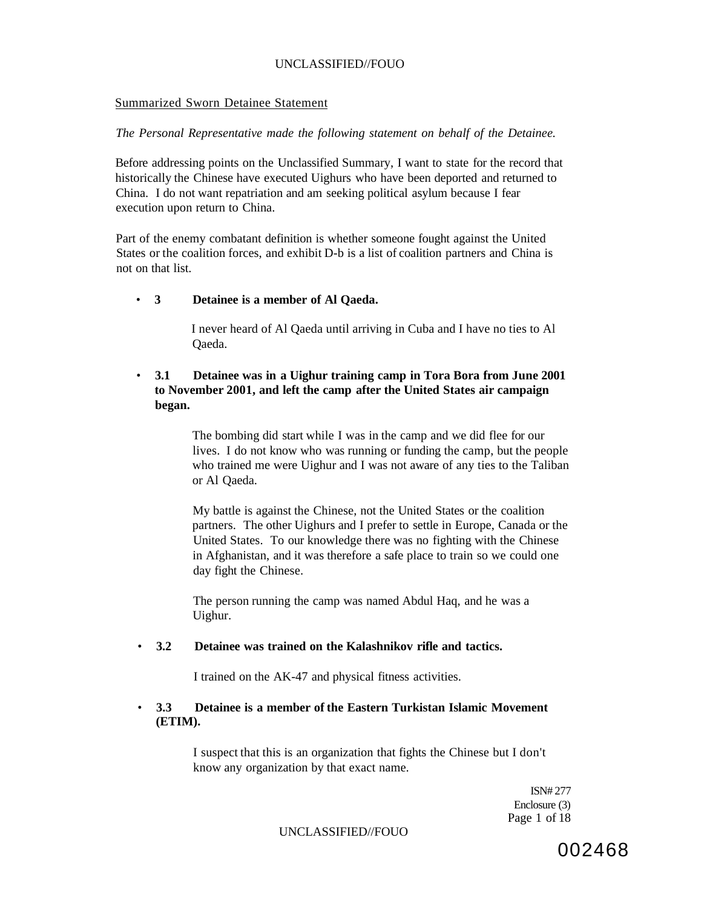Summarized Sworn Detainee Statement

*The Personal Representative made the following statement on behalf of the Detainee.*

Before addressing points on the Unclassified Summary, I want to state for the record that historically the Chinese have executed Uighurs who have been deported and returned to China. I do not want repatriation and am seeking political asylum because I fear execution upon return to China.

Part of the enemy combatant definition is whether someone fought against the United States or the coalition forces, and exhibit D-b is a list of coalition partners and China is not on that list.

- **3 Detainee is a member of Al Qaeda.**

  I never heard of Al Qaeda until arriving in Cuba and I have no ties to Al Qaeda.

- **3.1 Detainee was in a Uighur training camp in Tora Bora from June 2001 to November 2001, and left the camp after the United States air campaign began.**

  The bombing did start while I was in the camp and we did flee for our lives. I do not know who was running or funding the camp, but the people who trained me were Uighur and I was not aware of any ties to the Taliban or Al Qaeda.

  My battle is against the Chinese, not the United States or the coalition partners. The other Uighurs and I prefer to settle in Europe, Canada or the United States. To our knowledge there was no fighting with the Chinese in Afghanistan, and it was therefore a safe place to train so we could one day fight the Chinese.

  The person running the camp was named Abdul Haq, and he was a Uighur.

- **3.2 Detainee was trained on the Kalashnikov rifle and tactics.**

  I trained on the AK-47 and physical fitness activities.

- **3.3 Detainee is a member of the Eastern Turkistan Islamic Movement (ETIM).**

  I suspect that this is an organization that fights the Chinese but I don't know any organization by that exact name.

ISN# 277
Enclosure (3)

002468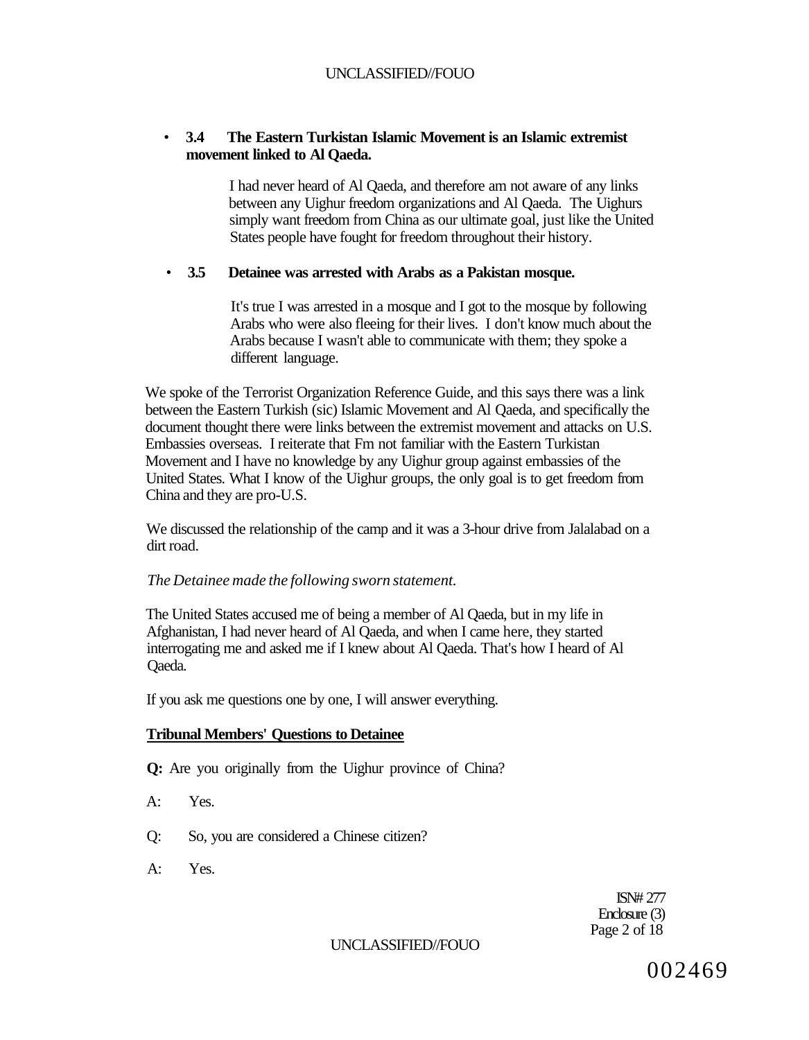- **3.4 The Eastern Turkistan Islamic Movement is an Islamic extremist movement linked to Al Qaeda.**

  I had never heard of Al Qaeda, and therefore am not aware of any links between any Uighur freedom organizations and Al Qaeda. The Uighurs simply want freedom from China as our ultimate goal, just like the United States people have fought for freedom throughout their history.

- **3.5 Detainee was arrested with Arabs as a Pakistan mosque.**

  It's true I was arrested in a mosque and I got to the mosque by following Arabs who were also fleeing for their lives. I don't know much about the Arabs because I wasn't able to communicate with them; they spoke a different language.

We spoke of the Terrorist Organization Reference Guide, and this says there was a link between the Eastern Turkish (sic) Islamic Movement and Al Qaeda, and specifically the document thought there were links between the extremist movement and attacks on U.S. Embassies overseas. I reiterate that Fm not familiar with the Eastern Turkistan Movement and I have no knowledge by any Uighur group against embassies of the United States. What I know of the Uighur groups, the only goal is to get freedom from China and they are pro-U.S.

We discussed the relationship of the camp and it was a 3-hour drive from Jalalabad on a dirt road.

*The Detainee made the following sworn statement.*

The United States accused me of being a member of Al Qaeda, but in my life in Afghanistan, I had never heard of Al Qaeda, and when I came here, they started interrogating me and asked me if I knew about Al Qaeda. That's how I heard of Al Qaeda.

If you ask me questions one by one, I will answer everything.

**Tribunal Members' Questions to Detainee**

**Q:** Are you originally from the Uighur province of China?

A: Yes.

Q: So, you are considered a Chinese citizen?

A: Yes.

ISN# 277
Enclosure (3)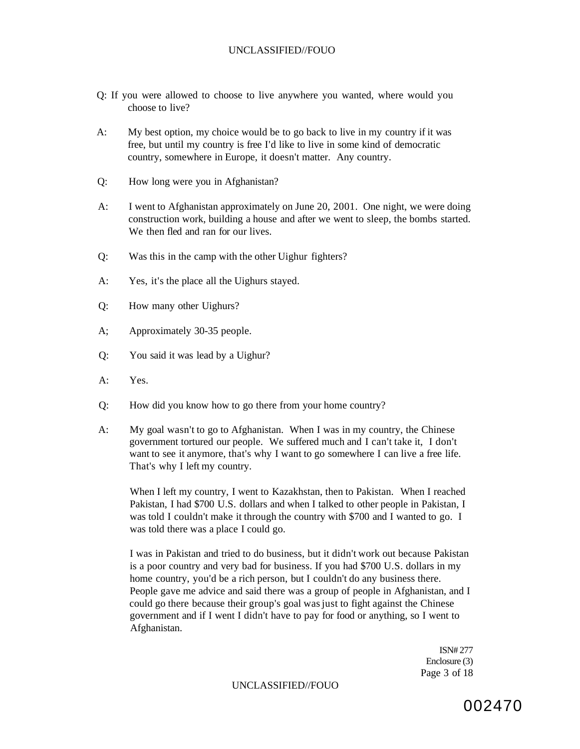Q: If you were allowed to choose to live anywhere you wanted, where would you choose to live?

A: My best option, my choice would be to go back to live in my country if it was free, but until my country is free I'd like to live in some kind of democratic country, somewhere in Europe, it doesn't matter. Any country.

Q: How long were you in Afghanistan?

A: I went to Afghanistan approximately on June 20, 2001. One night, we were doing construction work, building a house and after we went to sleep, the bombs started. We then fled and ran for our lives.

Q: Was this in the camp with the other Uighur fighters?

A: Yes, it's the place all the Uighurs stayed.

Q: How many other Uighurs?

A; Approximately 30-35 people.

Q: You said it was lead by a Uighur?

A: Yes.

Q: How did you know how to go there from your home country?

A: My goal wasn't to go to Afghanistan. When I was in my country, the Chinese government tortured our people. We suffered much and I can't take it, I don't want to see it anymore, that's why I want to go somewhere I can live a free life. That's why I left my country.

When I left my country, I went to Kazakhstan, then to Pakistan. When I reached Pakistan, I had $700 U.S. dollars and when I talked to other people in Pakistan, I was told I couldn't make it through the country with $700 and I wanted to go. I was told there was a place I could go.

I was in Pakistan and tried to do business, but it didn't work out because Pakistan is a poor country and very bad for business. If you had $700 U.S. dollars in my home country, you'd be a rich person, but I couldn't do any business there. People gave me advice and said there was a group of people in Afghanistan, and I could go there because their group's goal was just to fight against the Chinese government and if I went I didn't have to pay for food or anything, so I went to Afghanistan.

ISN# 277
Enclosure (3)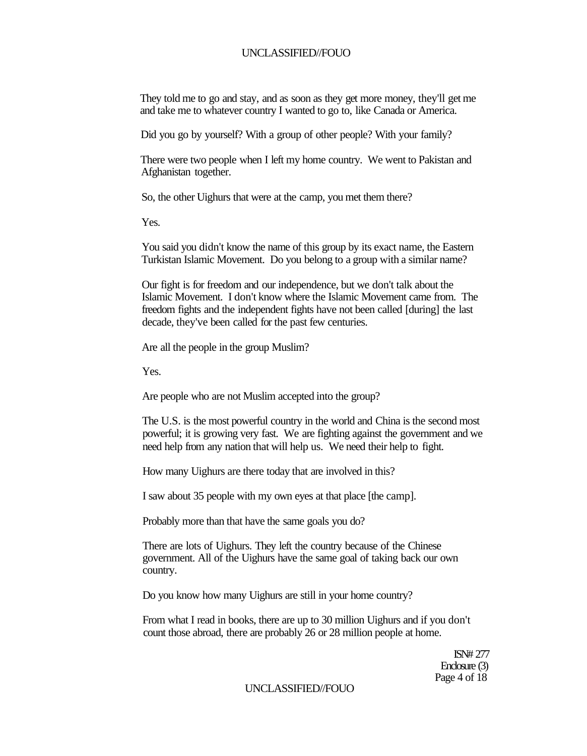They told me to go and stay, and as soon as they get more money, they'll get me and take me to whatever country I wanted to go to, like Canada or America.

Did you go by yourself? With a group of other people? With your family?

There were two people when I left my home country. We went to Pakistan and Afghanistan together.

So, the other Uighurs that were at the camp, you met them there?

Yes.

You said you didn't know the name of this group by its exact name, the Eastern Turkistan Islamic Movement. Do you belong to a group with a similar name?

Our fight is for freedom and our independence, but we don't talk about the Islamic Movement. I don't know where the Islamic Movement came from. The freedom fights and the independent fights have not been called [during] the last decade, they've been called for the past few centuries.

Are all the people in the group Muslim?

Yes.

Are people who are not Muslim accepted into the group?

The U.S. is the most powerful country in the world and China is the second most powerful; it is growing very fast. We are fighting against the government and we need help from any nation that will help us. We need their help to fight.

How many Uighurs are there today that are involved in this?

I saw about 35 people with my own eyes at that place [the camp].

Probably more than that have the same goals you do?

There are lots of Uighurs. They left the country because of the Chinese government. All of the Uighurs have the same goal of taking back our own country.

Do you know how many Uighurs are still in your home country?

From what I read in books, there are up to 30 million Uighurs and if you don't count those abroad, there are probably 26 or 28 million people at home.

ISN# 277
Enclosure (3)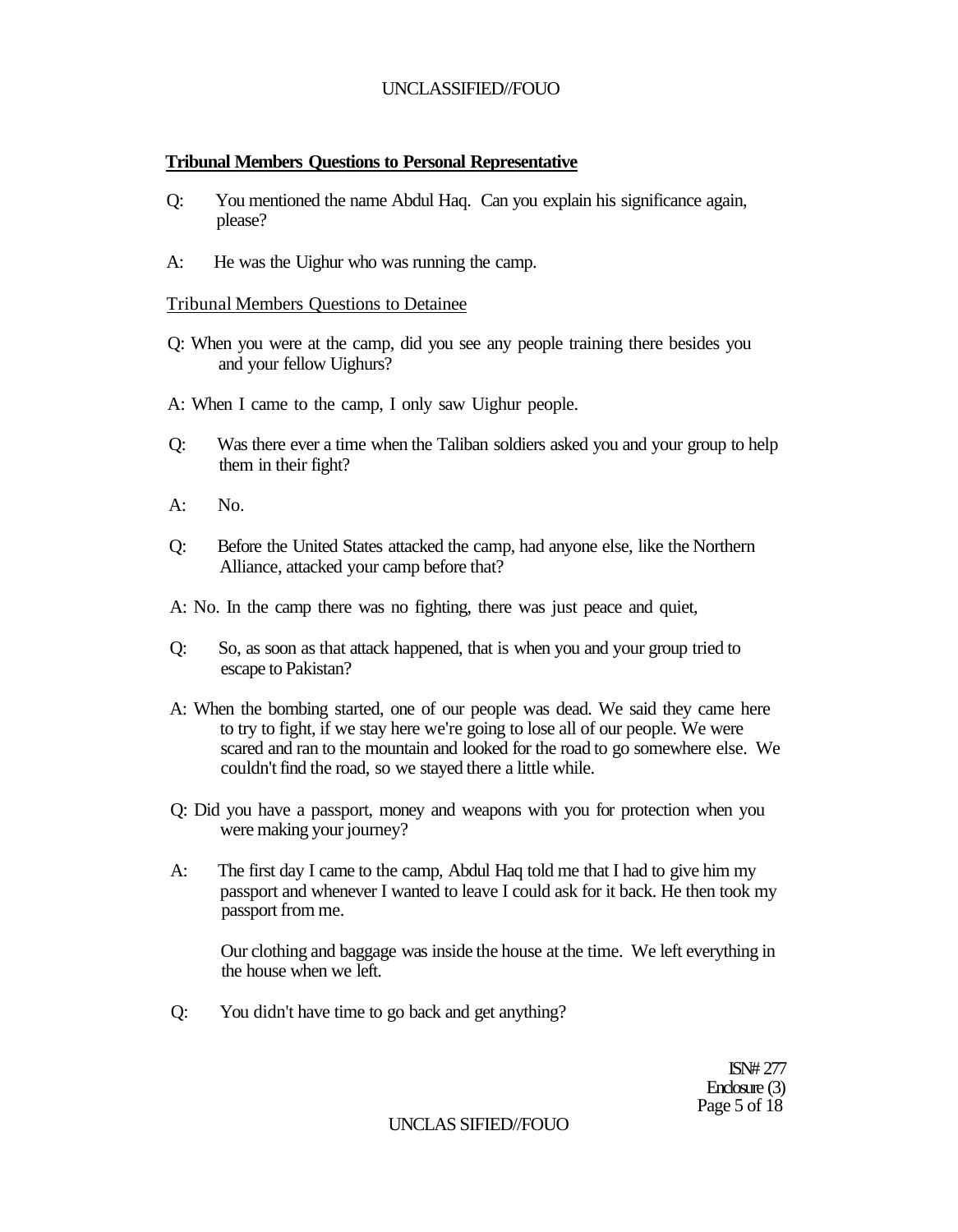**Tribunal Members Questions to Personal Representative**

Q: You mentioned the name Abdul Haq. Can you explain his significance again, please?

A: He was the Uighur who was running the camp.

Tribunal Members Questions to Detainee

Q: When you were at the camp, did you see any people training there besides you and your fellow Uighurs?

A: When I came to the camp, I only saw Uighur people.

Q: Was there ever a time when the Taliban soldiers asked you and your group to help them in their fight?

A: No.

Q: Before the United States attacked the camp, had anyone else, like the Northern Alliance, attacked your camp before that?

A: No. In the camp there was no fighting, there was just peace and quiet,

Q: So, as soon as that attack happened, that is when you and your group tried to escape to Pakistan?

A: When the bombing started, one of our people was dead. We said they came here to try to fight, if we stay here we're going to lose all of our people. We were scared and ran to the mountain and looked for the road to go somewhere else. We couldn't find the road, so we stayed there a little while.

Q: Did you have a passport, money and weapons with you for protection when you were making your journey?

A: The first day I came to the camp, Abdul Haq told me that I had to give him my passport and whenever I wanted to leave I could ask for it back. He then took my passport from me.

Our clothing and baggage was inside the house at the time. We left everything in the house when we left.

Q: You didn't have time to go back and get anything?

ISN# 277
Enclosure (3)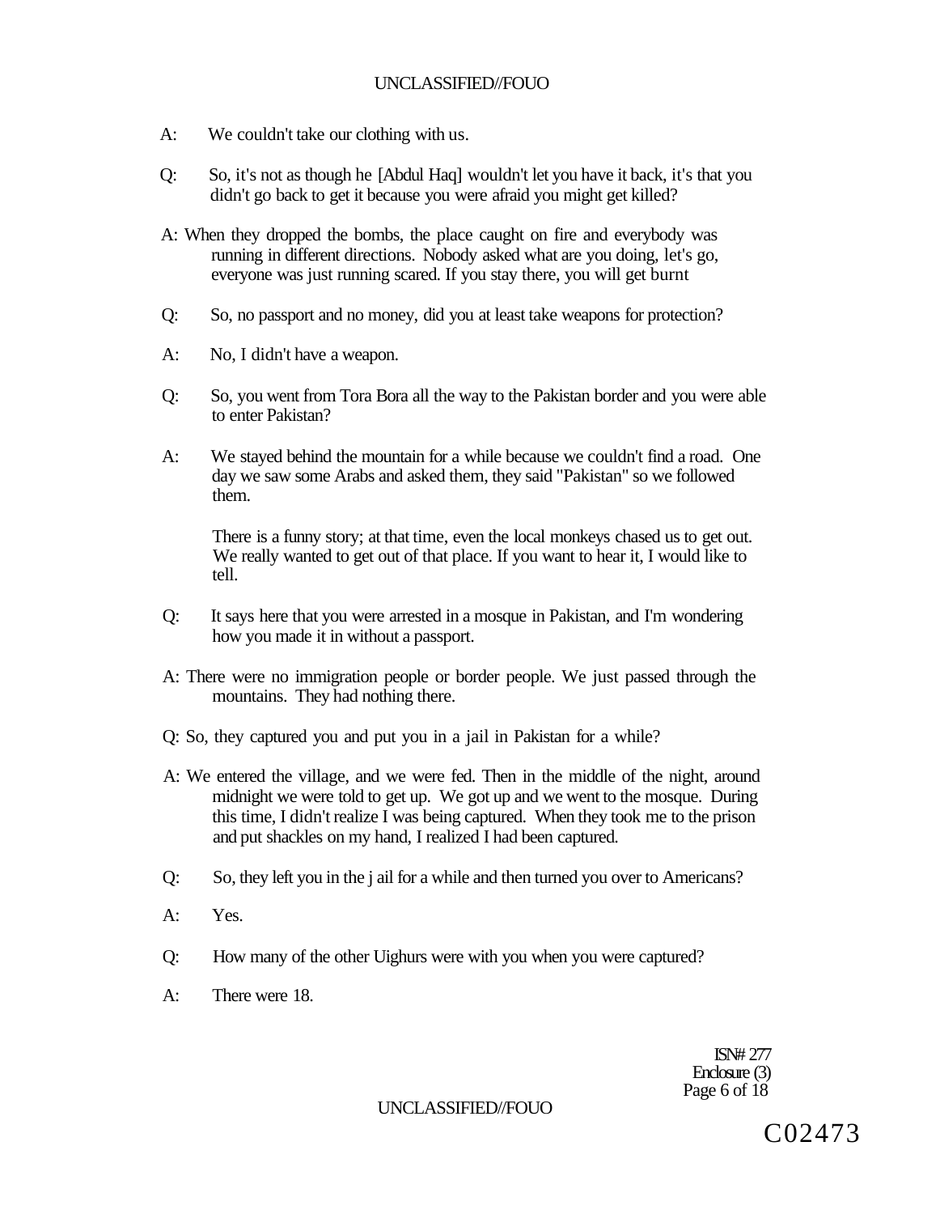A: We couldn't take our clothing with us.

Q: So, it's not as though he [Abdul Haq] wouldn't let you have it back, it's that you didn't go back to get it because you were afraid you might get killed?

A: When they dropped the bombs, the place caught on fire and everybody was running in different directions. Nobody asked what are you doing, let's go, everyone was just running scared. If you stay there, you will get burnt

Q: So, no passport and no money, did you at least take weapons for protection?

A: No, I didn't have a weapon.

Q: So, you went from Tora Bora all the way to the Pakistan border and you were able to enter Pakistan?

A: We stayed behind the mountain for a while because we couldn't find a road. One day we saw some Arabs and asked them, they said "Pakistan" so we followed them.

There is a funny story; at that time, even the local monkeys chased us to get out. We really wanted to get out of that place. If you want to hear it, I would like to tell.

Q: It says here that you were arrested in a mosque in Pakistan, and I'm wondering how you made it in without a passport.

A: There were no immigration people or border people. We just passed through the mountains. They had nothing there.

Q: So, they captured you and put you in a jail in Pakistan for a while?

A: We entered the village, and we were fed. Then in the middle of the night, around midnight we were told to get up. We got up and we went to the mosque. During this time, I didn't realize I was being captured. When they took me to the prison and put shackles on my hand, I realized I had been captured.

Q: So, they left you in the j ail for a while and then turned you over to Americans?

A: Yes.

Q: How many of the other Uighurs were with you when you were captured?

A: There were 18.

ISN# 277
Enclosure (3)

C02473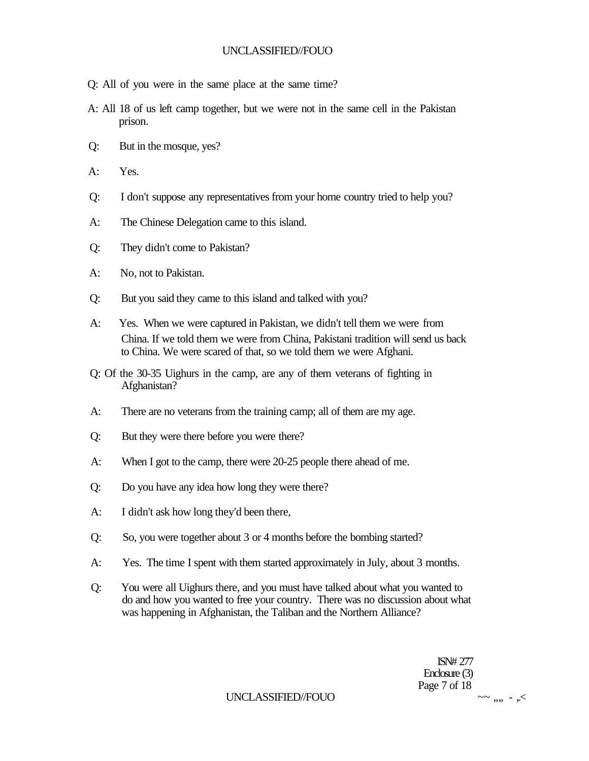Q: All of you were in the same place at the same time?

A: All 18 of us left camp together, but we were not in the same cell in the Pakistan prison.

Q: But in the mosque, yes?

A: Yes.

Q: I don't suppose any representatives from your home country tried to help you?

A: The Chinese Delegation came to this island.

Q: They didn't come to Pakistan?

A: No, not to Pakistan.

Q: But you said they came to this island and talked with you?

A: Yes. When we were captured in Pakistan, we didn't tell them we were from China. If we told them we were from China, Pakistani tradition will send us back to China. We were scared of that, so we told them we were Afghani.

Q: Of the 30-35 Uighurs in the camp, are any of them veterans of fighting in Afghanistan?

A: There are no veterans from the training camp; all of them are my age.

Q: But they were there before you were there?

A: When I got to the camp, there were 20-25 people there ahead of me.

Q: Do you have any idea how long they were there?

A: I didn't ask how long they'd been there,

Q: So, you were together about 3 or 4 months before the bombing started?

A: Yes. The time I spent with them started approximately in July, about 3 months.

Q: You were all Uighurs there, and you must have talked about what you wanted to do and how you wanted to free your country. There was no discussion about what was happening in Afghanistan, the Taliban and the Northern Alliance?

ISN# 277
Enclosure (3)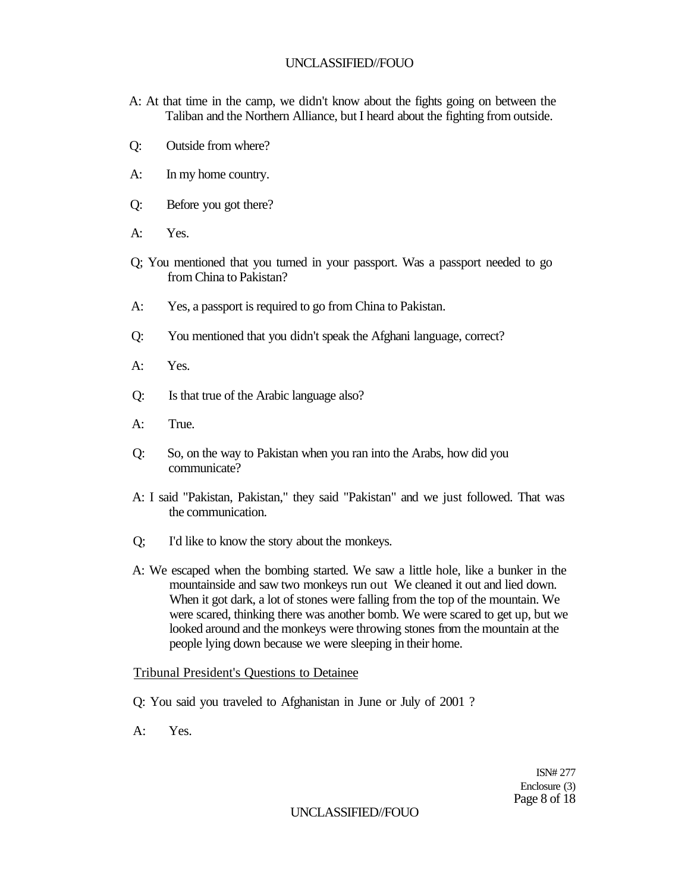A: At that time in the camp, we didn't know about the fights going on between the Taliban and the Northern Alliance, but I heard about the fighting from outside.

Q: Outside from where?

A: In my home country.

Q: Before you got there?

A: Yes.

Q; You mentioned that you turned in your passport. Was a passport needed to go from China to Pakistan?

A: Yes, a passport is required to go from China to Pakistan.

Q: You mentioned that you didn't speak the Afghani language, correct?

A: Yes.

Q: Is that true of the Arabic language also?

A: True.

Q: So, on the way to Pakistan when you ran into the Arabs, how did you communicate?

A: I said "Pakistan, Pakistan," they said "Pakistan" and we just followed. That was the communication.

Q; I'd like to know the story about the monkeys.

A: We escaped when the bombing started. We saw a little hole, like a bunker in the mountainside and saw two monkeys run out We cleaned it out and lied down. When it got dark, a lot of stones were falling from the top of the mountain. We were scared, thinking there was another bomb. We were scared to get up, but we looked around and the monkeys were throwing stones from the mountain at the people lying down because we were sleeping in their home.

Tribunal President's Questions to Detainee

Q: You said you traveled to Afghanistan in June or July of 2001 ?

A: Yes.

ISN# 277
Enclosure (3)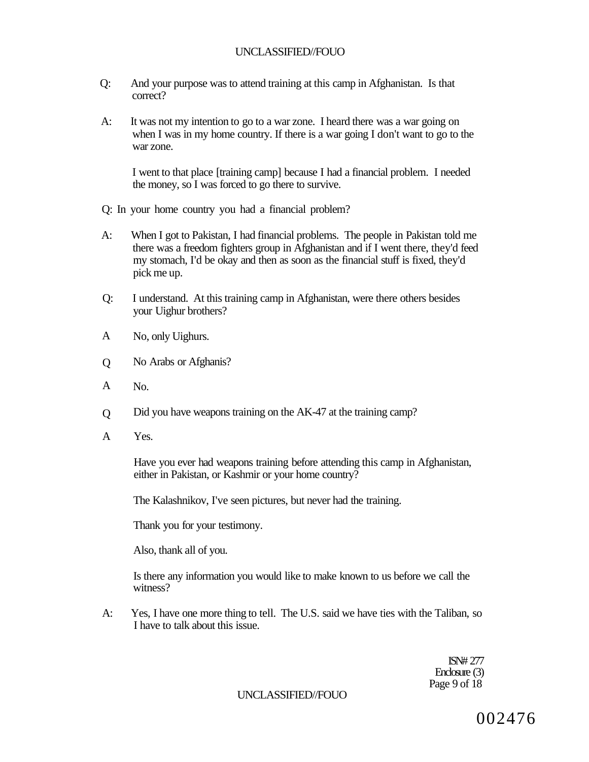Q: And your purpose was to attend training at this camp in Afghanistan. Is that correct?

A: It was not my intention to go to a war zone. I heard there was a war going on when I was in my home country. If there is a war going I don't want to go to the war zone.

I went to that place [training camp] because I had a financial problem. I needed the money, so I was forced to go there to survive.

Q: In your home country you had a financial problem?

A: When I got to Pakistan, I had financial problems. The people in Pakistan told me there was a freedom fighters group in Afghanistan and if I went there, they'd feed my stomach, I'd be okay and then as soon as the financial stuff is fixed, they'd pick me up.

Q: I understand. At this training camp in Afghanistan, were there others besides your Uighur brothers?

A No, only Uighurs.

Q No Arabs or Afghanis?

A No.

Q Did you have weapons training on the AK-47 at the training camp?

A Yes.

Have you ever had weapons training before attending this camp in Afghanistan, either in Pakistan, or Kashmir or your home country?

The Kalashnikov, I've seen pictures, but never had the training.

Thank you for your testimony.

Also, thank all of you.

Is there any information you would like to make known to us before we call the witness?

A: Yes, I have one more thing to tell. The U.S. said we have ties with the Taliban, so I have to talk about this issue.

ISN# 277
Enclosure (3)

002476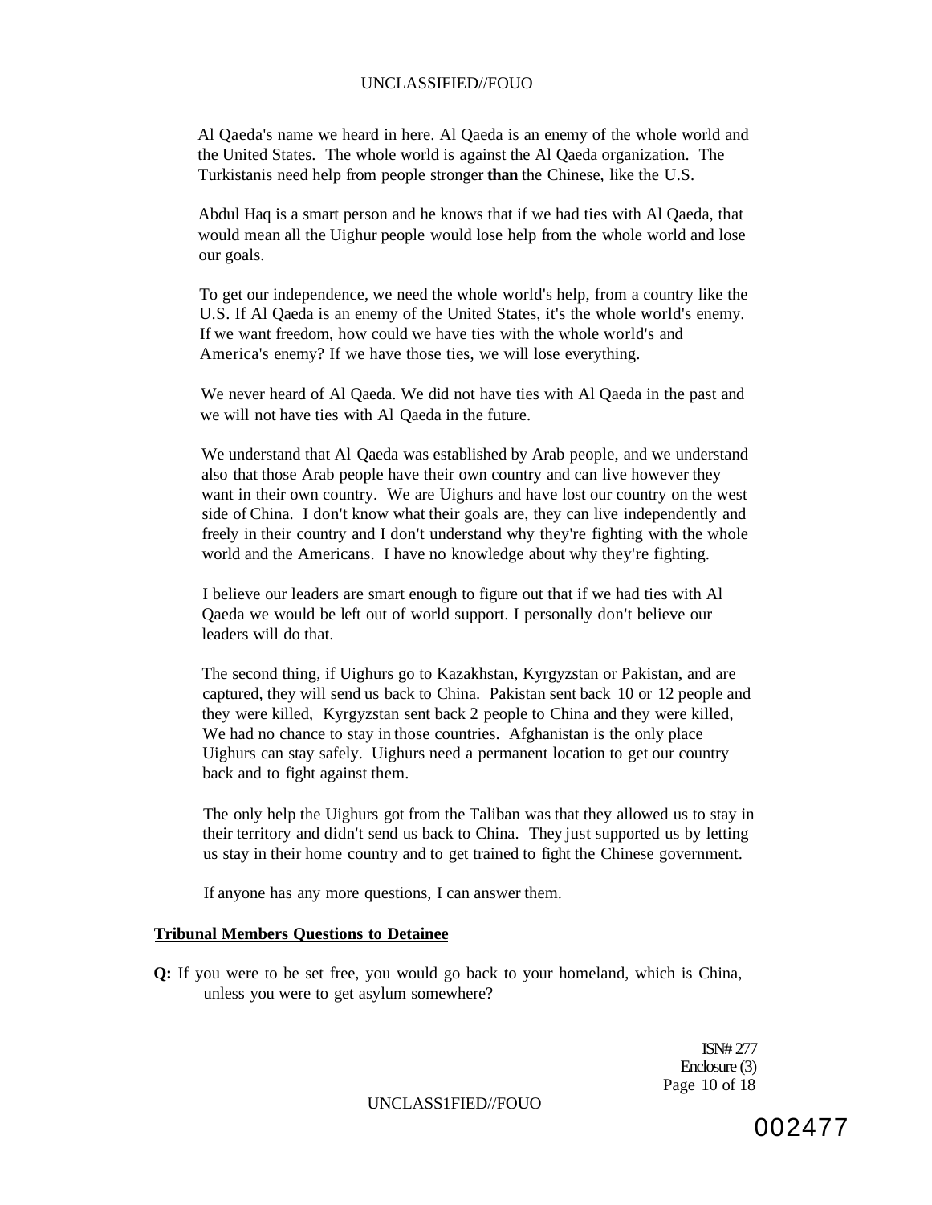Al Qaeda's name we heard in here. Al Qaeda is an enemy of the whole world and the United States. The whole world is against the Al Qaeda organization. The Turkistanis need help from people stronger **than** the Chinese, like the U.S.

Abdul Haq is a smart person and he knows that if we had ties with Al Qaeda, that would mean all the Uighur people would lose help from the whole world and lose our goals.

To get our independence, we need the whole world's help, from a country like the U.S. If Al Qaeda is an enemy of the United States, it's the whole world's enemy. If we want freedom, how could we have ties with the whole world's and America's enemy? If we have those ties, we will lose everything.

We never heard of Al Qaeda. We did not have ties with Al Qaeda in the past and we will not have ties with Al Qaeda in the future.

We understand that Al Qaeda was established by Arab people, and we understand also that those Arab people have their own country and can live however they want in their own country. We are Uighurs and have lost our country on the west side of China. I don't know what their goals are, they can live independently and freely in their country and I don't understand why they're fighting with the whole world and the Americans. I have no knowledge about why they're fighting.

I believe our leaders are smart enough to figure out that if we had ties with Al Qaeda we would be left out of world support. I personally don't believe our leaders will do that.

The second thing, if Uighurs go to Kazakhstan, Kyrgyzstan or Pakistan, and are captured, they will send us back to China. Pakistan sent back 10 or 12 people and they were killed, Kyrgyzstan sent back 2 people to China and they were killed, We had no chance to stay in those countries. Afghanistan is the only place Uighurs can stay safely. Uighurs need a permanent location to get our country back and to fight against them.

The only help the Uighurs got from the Taliban was that they allowed us to stay in their territory and didn't send us back to China. They just supported us by letting us stay in their home country and to get trained to fight the Chinese government.

If anyone has any more questions, I can answer them.

**Tribunal Members Questions to Detainee**

**Q:** If you were to be set free, you would go back to your homeland, which is China, unless you were to get asylum somewhere?

ISN# 277
Enclosure (3)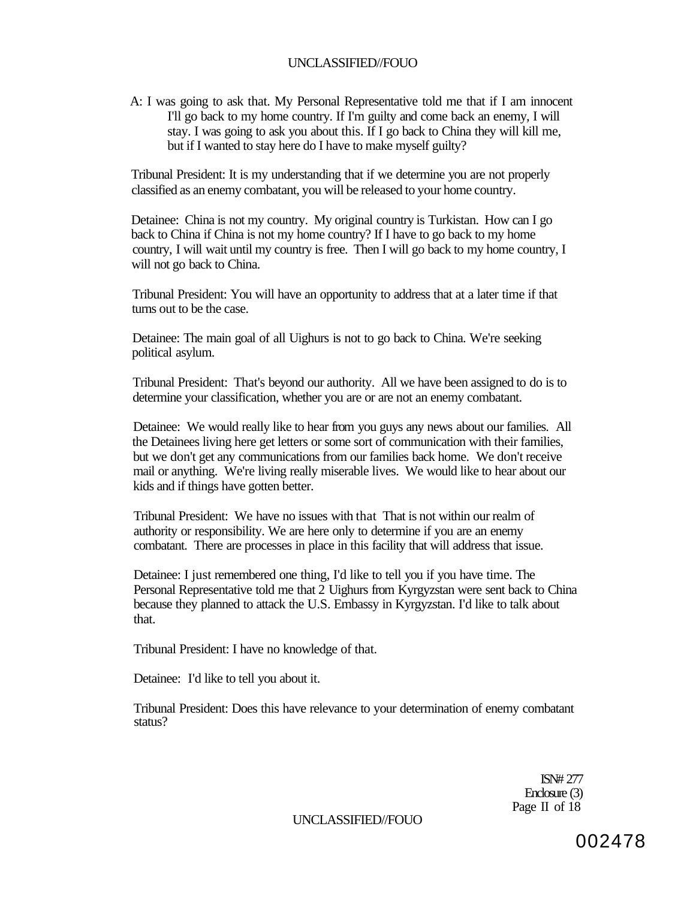A: I was going to ask that. My Personal Representative told me that if I am innocent I'll go back to my home country. If I'm guilty and come back an enemy, I will stay. I was going to ask you about this. If I go back to China they will kill me, but if I wanted to stay here do I have to make myself guilty?

Tribunal President: It is my understanding that if we determine you are not properly classified as an enemy combatant, you will be released to your home country.

Detainee: China is not my country. My original country is Turkistan. How can I go back to China if China is not my home country? If I have to go back to my home country, I will wait until my country is free. Then I will go back to my home country, I will not go back to China.

Tribunal President: You will have an opportunity to address that at a later time if that turns out to be the case.

Detainee: The main goal of all Uighurs is not to go back to China. We're seeking political asylum.

Tribunal President: That's beyond our authority. All we have been assigned to do is to determine your classification, whether you are or are not an enemy combatant.

Detainee: We would really like to hear from you guys any news about our families. All the Detainees living here get letters or some sort of communication with their families, but we don't get any communications from our families back home. We don't receive mail or anything. We're living really miserable lives. We would like to hear about our kids and if things have gotten better.

Tribunal President: We have no issues with that That is not within our realm of authority or responsibility. We are here only to determine if you are an enemy combatant. There are processes in place in this facility that will address that issue.

Detainee: I just remembered one thing, I'd like to tell you if you have time. The Personal Representative told me that 2 Uighurs from Kyrgyzstan were sent back to China because they planned to attack the U.S. Embassy in Kyrgyzstan. I'd like to talk about that.

Tribunal President: I have no knowledge of that.

Detainee: I'd like to tell you about it.

Tribunal President: Does this have relevance to your determination of enemy combatant status?

ISN# 277
Enclosure (3)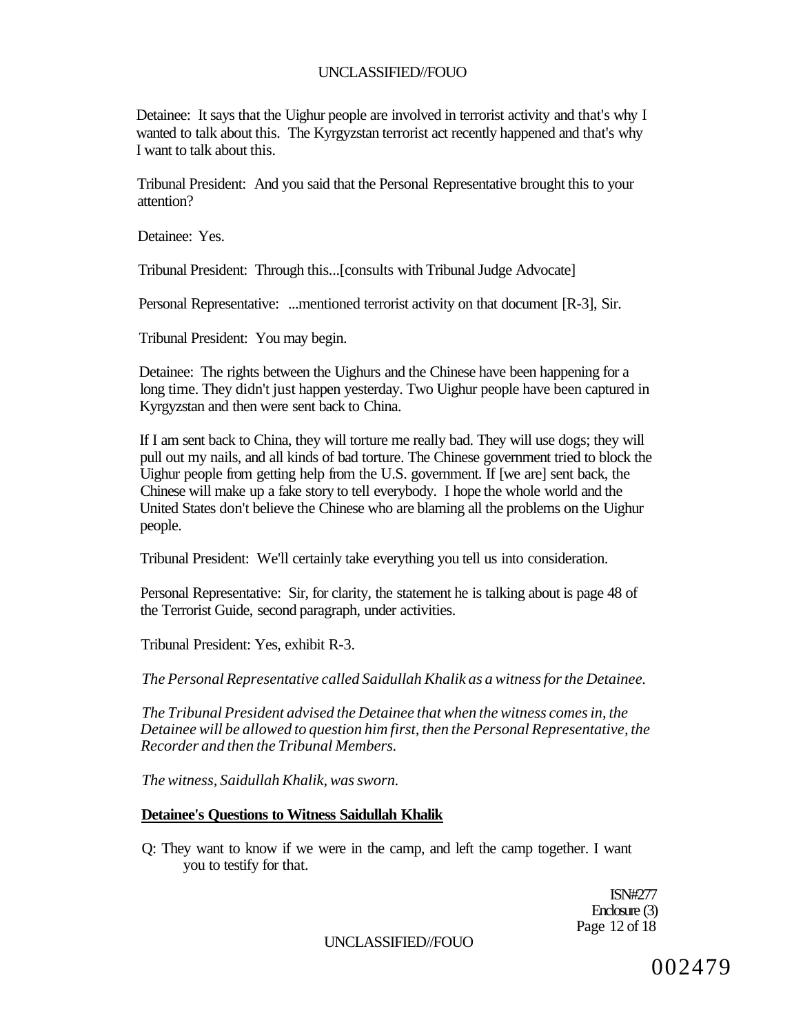Detainee: It says that the Uighur people are involved in terrorist activity and that's why I wanted to talk about this. The Kyrgyzstan terrorist act recently happened and that's why I want to talk about this.

Tribunal President: And you said that the Personal Representative brought this to your attention?

Detainee: Yes.

Tribunal President: Through this...[consults with Tribunal Judge Advocate]

Personal Representative: ...mentioned terrorist activity on that document [R-3], Sir.

Tribunal President: You may begin.

Detainee: The rights between the Uighurs and the Chinese have been happening for a long time. They didn't just happen yesterday. Two Uighur people have been captured in Kyrgyzstan and then were sent back to China.

If I am sent back to China, they will torture me really bad. They will use dogs; they will pull out my nails, and all kinds of bad torture. The Chinese government tried to block the Uighur people from getting help from the U.S. government. If [we are] sent back, the Chinese will make up a fake story to tell everybody. I hope the whole world and the United States don't believe the Chinese who are blaming all the problems on the Uighur people.

Tribunal President: We'll certainly take everything you tell us into consideration.

Personal Representative: Sir, for clarity, the statement he is talking about is page 48 of the Terrorist Guide, second paragraph, under activities.

Tribunal President: Yes, exhibit R-3.

*The Personal Representative called Saidullah Khalik as a witness for the Detainee.*

*The Tribunal President advised the Detainee that when the witness comes in, the Detainee will be allowed to question him first, then the Personal Representative, the Recorder and then the Tribunal Members.*

*The witness, Saidullah Khalik, was sworn.*

**Detainee's Questions to Witness Saidullah Khalik**

Q: They want to know if we were in the camp, and left the camp together. I want you to testify for that.

ISN#277
Enclosure (3)

002479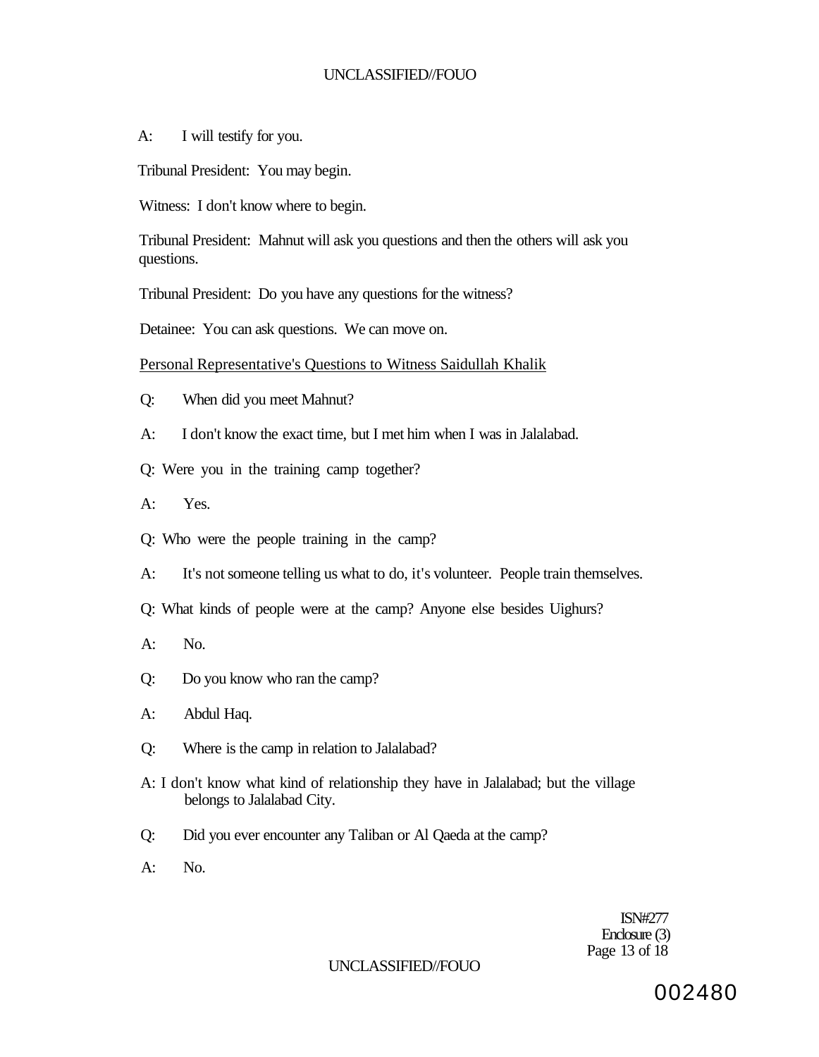A: I will testify for you.

Tribunal President: You may begin.

Witness: I don't know where to begin.

Tribunal President: Mahnut will ask you questions and then the others will ask you questions.

Tribunal President: Do you have any questions for the witness?

Detainee: You can ask questions. We can move on.

Personal Representative's Questions to Witness Saidullah Khalik

Q: When did you meet Mahnut?

A: I don't know the exact time, but I met him when I was in Jalalabad.

Q: Were you in the training camp together?

A: Yes.

Q: Who were the people training in the camp?

A: It's not someone telling us what to do, it's volunteer. People train themselves.

Q: What kinds of people were at the camp? Anyone else besides Uighurs?

A: No.

Q: Do you know who ran the camp?

A: Abdul Haq.

Q: Where is the camp in relation to Jalalabad?

A: I don't know what kind of relationship they have in Jalalabad; but the village belongs to Jalalabad City.

Q: Did you ever encounter any Taliban or Al Qaeda at the camp?

A: No.

ISN#277
Enclosure (3)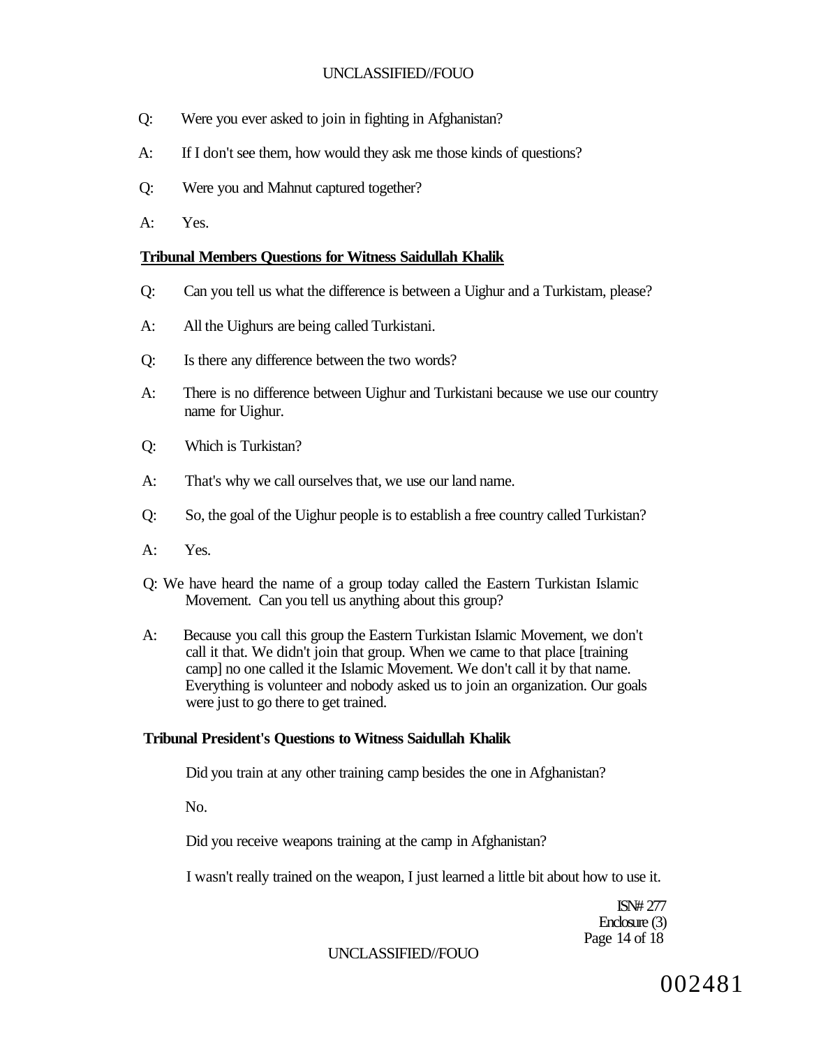Q: Were you ever asked to join in fighting in Afghanistan?

A: If I don't see them, how would they ask me those kinds of questions?

Q: Were you and Mahnut captured together?

A: Yes.

**Tribunal Members Questions for Witness Saidullah Khalik**

Q: Can you tell us what the difference is between a Uighur and a Turkistam, please?

A: All the Uighurs are being called Turkistani.

Q: Is there any difference between the two words?

A: There is no difference between Uighur and Turkistani because we use our country name for Uighur.

Q: Which is Turkistan?

A: That's why we call ourselves that, we use our land name.

Q: So, the goal of the Uighur people is to establish a free country called Turkistan?

A: Yes.

Q: We have heard the name of a group today called the Eastern Turkistan Islamic Movement. Can you tell us anything about this group?

A: Because you call this group the Eastern Turkistan Islamic Movement, we don't call it that. We didn't join that group. When we came to that place [training camp] no one called it the Islamic Movement. We don't call it by that name. Everything is volunteer and nobody asked us to join an organization. Our goals were just to go there to get trained.

**Tribunal President's Questions to Witness Saidullah Khalik**

Did you train at any other training camp besides the one in Afghanistan?

No.

Did you receive weapons training at the camp in Afghanistan?

I wasn't really trained on the weapon, I just learned a little bit about how to use it.

ISN# 277
Enclosure (3)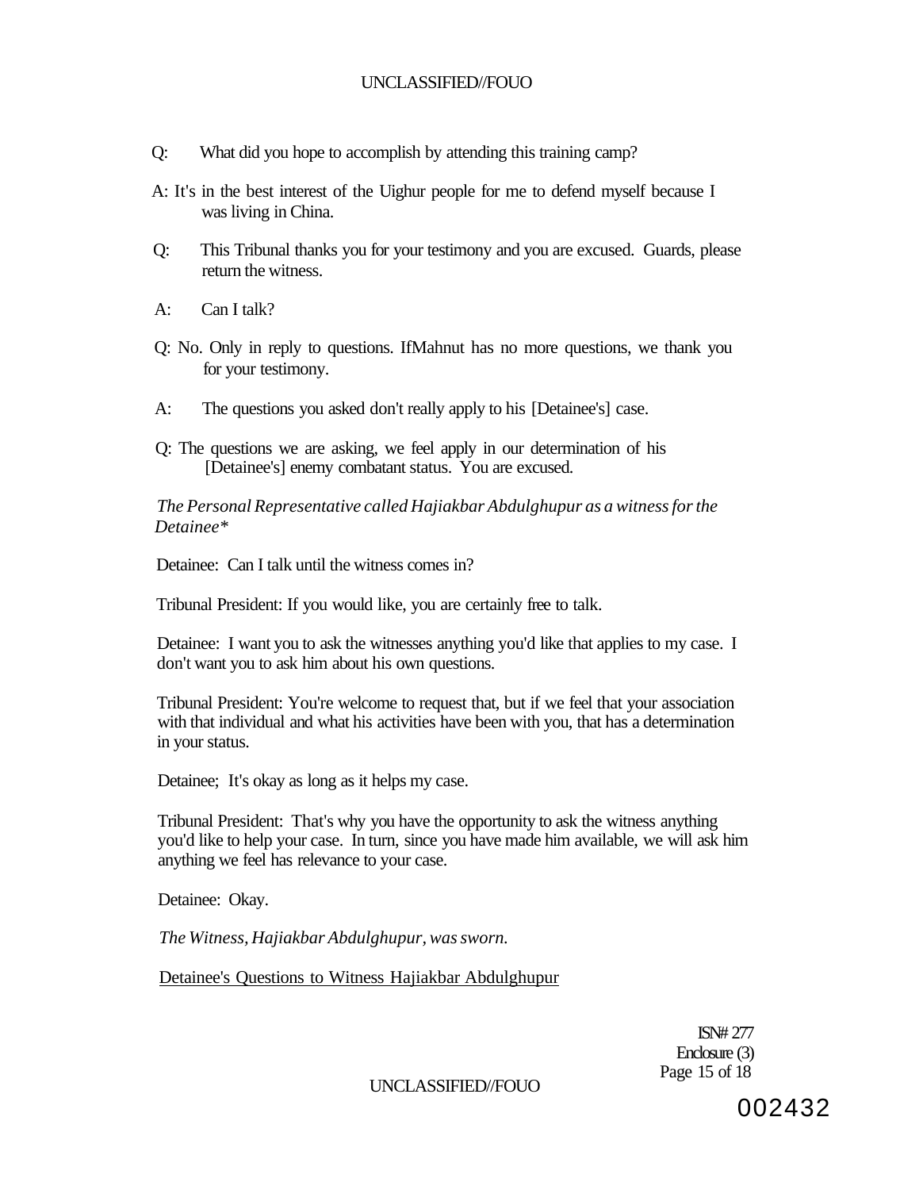Q: What did you hope to accomplish by attending this training camp?

A: It's in the best interest of the Uighur people for me to defend myself because I was living in China.

Q: This Tribunal thanks you for your testimony and you are excused. Guards, please return the witness.

A: Can I talk?

Q: No. Only in reply to questions. IfMahnut has no more questions, we thank you for your testimony.

A: The questions you asked don't really apply to his [Detainee's] case.

Q: The questions we are asking, we feel apply in our determination of his [Detainee's] enemy combatant status. You are excused.

*The Personal Representative called Hajiakbar Abdulghupur as a witness for the Detainee**

Detainee: Can I talk until the witness comes in?

Tribunal President: If you would like, you are certainly free to talk.

Detainee: I want you to ask the witnesses anything you'd like that applies to my case. I don't want you to ask him about his own questions.

Tribunal President: You're welcome to request that, but if we feel that your association with that individual and what his activities have been with you, that has a determination in your status.

Detainee; It's okay as long as it helps my case.

Tribunal President: That's why you have the opportunity to ask the witness anything you'd like to help your case. In turn, since you have made him available, we will ask him anything we feel has relevance to your case.

Detainee: Okay.

*The Witness, Hajiakbar Abdulghupur, was sworn.*

<u>Detainee's Questions to Witness Hajiakbar Abdulghupur</u>

ISN# 277
Enclosure (3)

002432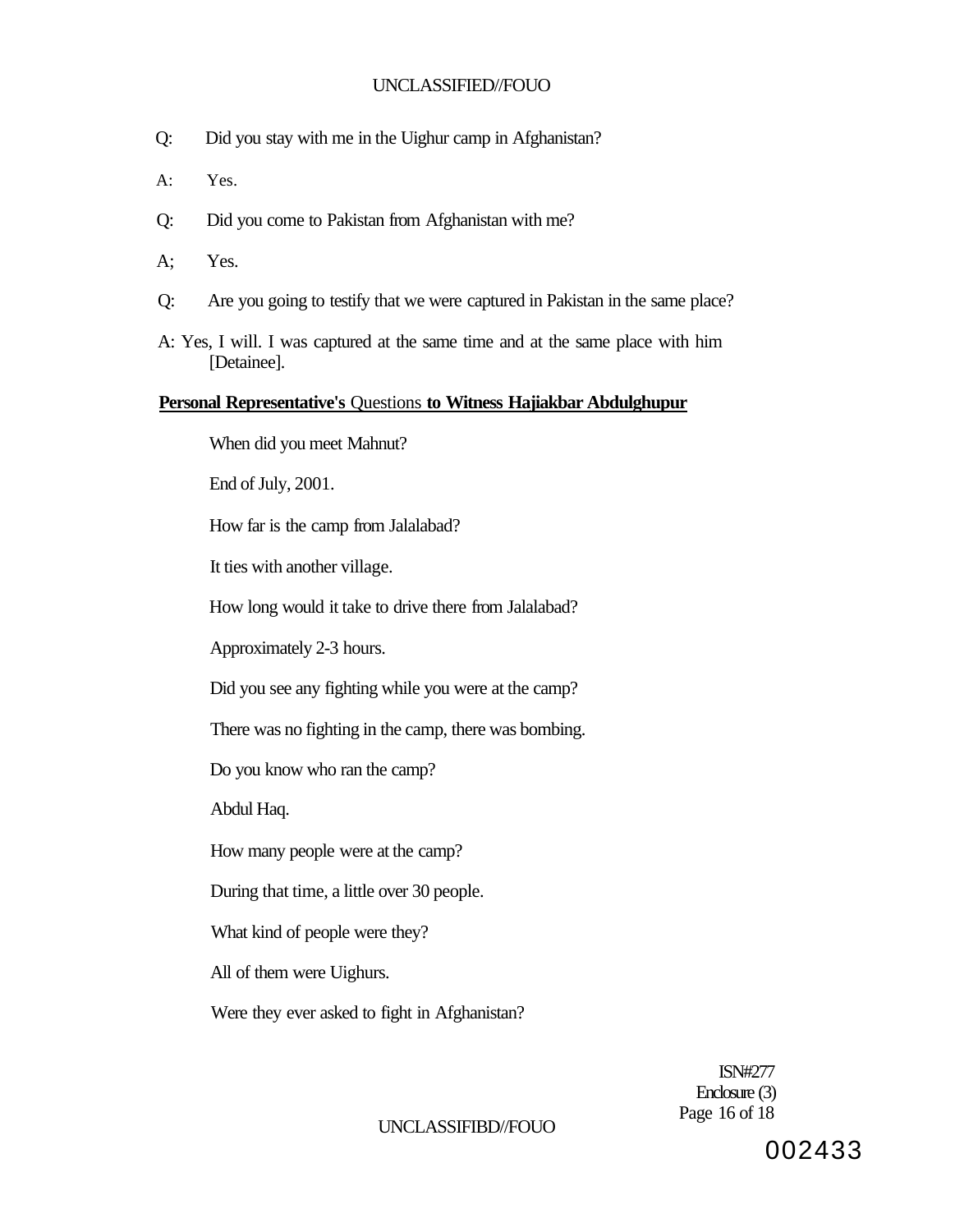Q: Did you stay with me in the Uighur camp in Afghanistan?

A: Yes.

Q: Did you come to Pakistan from Afghanistan with me?

A; Yes.

Q: Are you going to testify that we were captured in Pakistan in the same place?

A: Yes, I will. I was captured at the same time and at the same place with him [Detainee].

**Personal Representative's** Questions **to Witness Hajiakbar Abdulghupur**

When did you meet Mahnut?

End of July, 2001.

How far is the camp from Jalalabad?

It ties with another village.

How long would it take to drive there from Jalalabad?

Approximately 2-3 hours.

Did you see any fighting while you were at the camp?

There was no fighting in the camp, there was bombing.

Do you know who ran the camp?

Abdul Haq.

How many people were at the camp?

During that time, a little over 30 people.

What kind of people were they?

All of them were Uighurs.

Were they ever asked to fight in Afghanistan?

ISN#277
Enclosure (3)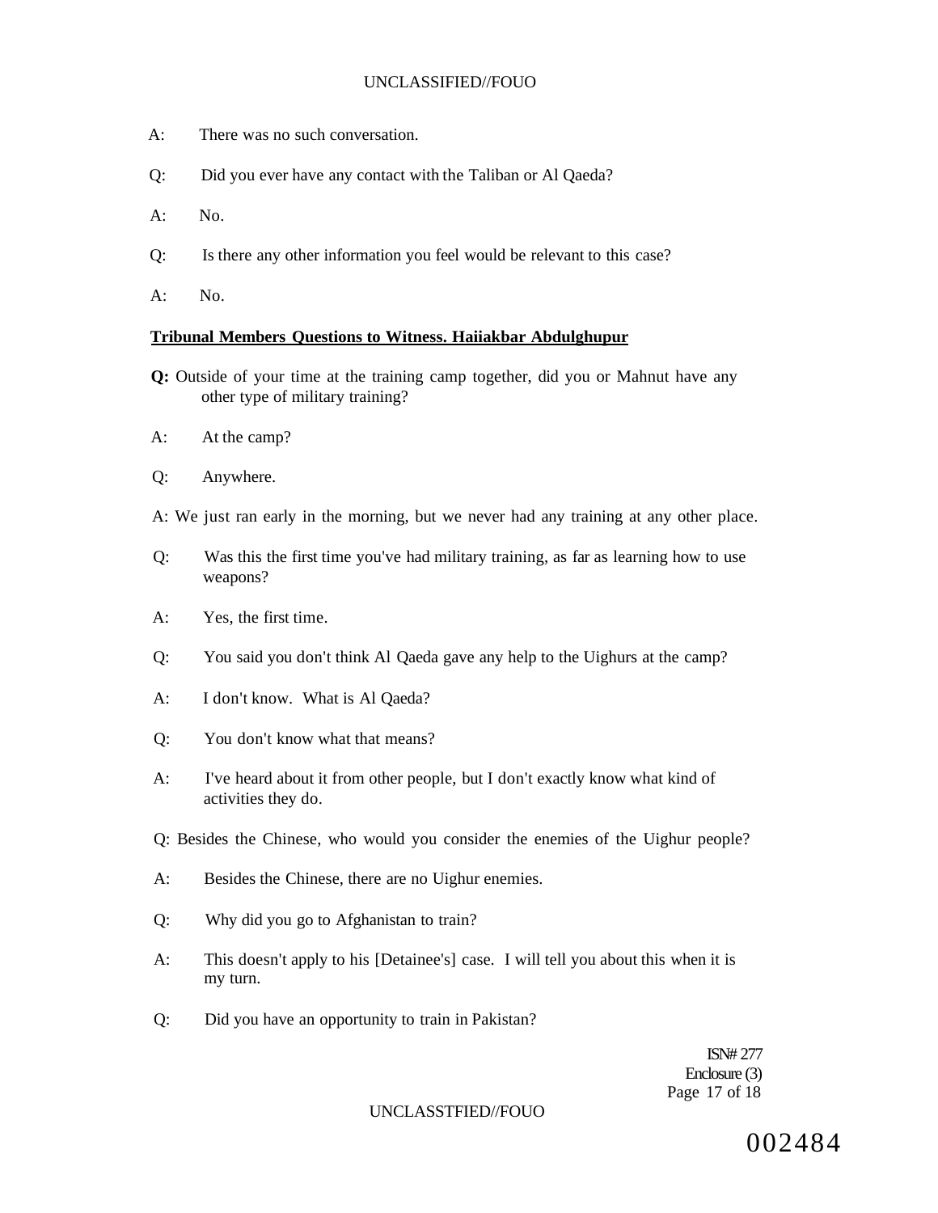A: There was no such conversation.

Q: Did you ever have any contact with the Taliban or Al Qaeda?

A: No.

Q: Is there any other information you feel would be relevant to this case?

A: No.

**Tribunal Members Questions to Witness. Haiiakbar Abdulghupur**

**Q:** Outside of your time at the training camp together, did you or Mahnut have any other type of military training?

A: At the camp?

Q: Anywhere.

A: We just ran early in the morning, but we never had any training at any other place.

Q: Was this the first time you've had military training, as far as learning how to use weapons?

A: Yes, the first time.

Q: You said you don't think Al Qaeda gave any help to the Uighurs at the camp?

A: I don't know. What is Al Qaeda?

Q: You don't know what that means?

A: I've heard about it from other people, but I don't exactly know what kind of activities they do.

Q: Besides the Chinese, who would you consider the enemies of the Uighur people?

A: Besides the Chinese, there are no Uighur enemies.

Q: Why did you go to Afghanistan to train?

A: This doesn't apply to his [Detainee's] case. I will tell you about this when it is my turn.

Q: Did you have an opportunity to train in Pakistan?

ISN# 277
Enclosure (3)

002484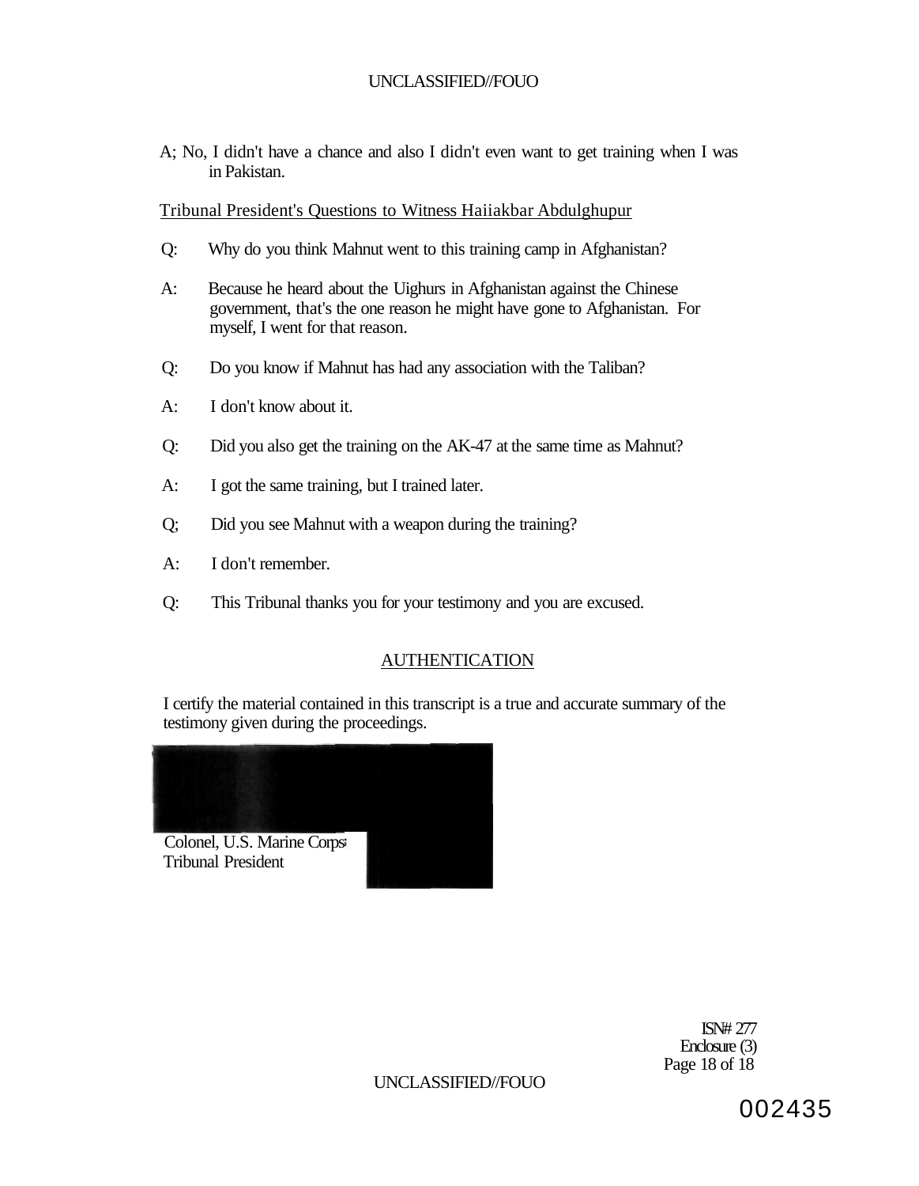A; No, I didn't have a chance and also I didn't even want to get training when I was in Pakistan.

Tribunal President's Questions to Witness Haiiakbar Abdulghupur

Q: Why do you think Mahnut went to this training camp in Afghanistan?

A: Because he heard about the Uighurs in Afghanistan against the Chinese government, that's the one reason he might have gone to Afghanistan. For myself, I went for that reason.

Q: Do you know if Mahnut has had any association with the Taliban?

A: I don't know about it.

Q: Did you also get the training on the AK-47 at the same time as Mahnut?

A: I got the same training, but I trained later.

Q; Did you see Mahnut with a weapon during the training?

A: I don't remember.

Q: This Tribunal thanks you for your testimony and you are excused.

## AUTHENTICATION

I certify the material contained in this transcript is a true and accurate summary of the testimony given during the proceedings.

Colonel, U.S. Marine Corps
Tribunal President

ISN# 277
Enclosure (3)

002435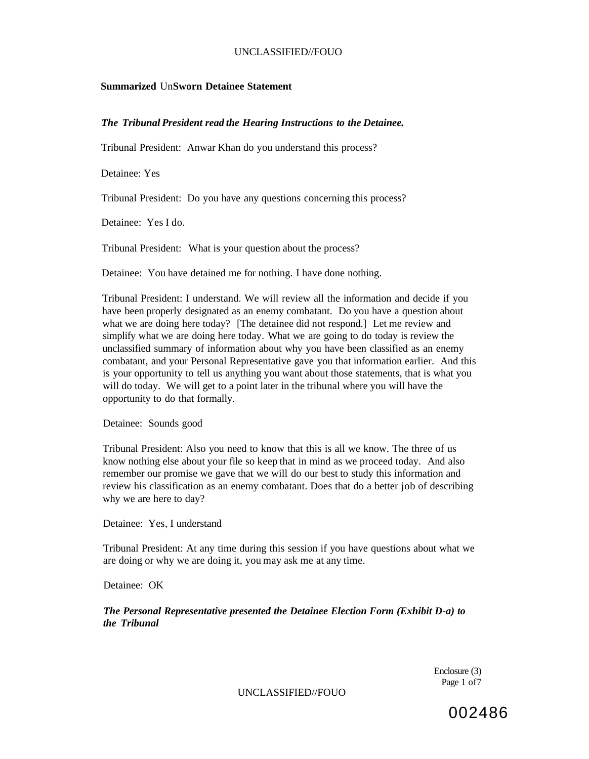**Summarized** Un**Sworn Detainee Statement**

***The Tribunal President read the Hearing Instructions to the Detainee.***

Tribunal President: Anwar Khan do you understand this process?

Detainee: Yes

Tribunal President: Do you have any questions concerning this process?

Detainee: Yes I do.

Tribunal President: What is your question about the process?

Detainee: You have detained me for nothing. I have done nothing.

Tribunal President: I understand. We will review all the information and decide if you have been properly designated as an enemy combatant. Do you have a question about what we are doing here today? [The detainee did not respond.] Let me review and simplify what we are doing here today. What we are going to do today is review the unclassified summary of information about why you have been classified as an enemy combatant, and your Personal Representative gave you that information earlier. And this is your opportunity to tell us anything you want about those statements, that is what you will do today. We will get to a point later in the tribunal where you will have the opportunity to do that formally.

Detainee: Sounds good

Tribunal President: Also you need to know that this is all we know. The three of us know nothing else about your file so keep that in mind as we proceed today. And also remember our promise we gave that we will do our best to study this information and review his classification as an enemy combatant. Does that do a better job of describing why we are here to day?

Detainee: Yes, I understand

Tribunal President: At any time during this session if you have questions about what we are doing or why we are doing it, you may ask me at any time.

Detainee: OK

***The Personal Representative presented the Detainee Election Form (Exhibit D-a) to the Tribunal***

Enclosure (3)

002486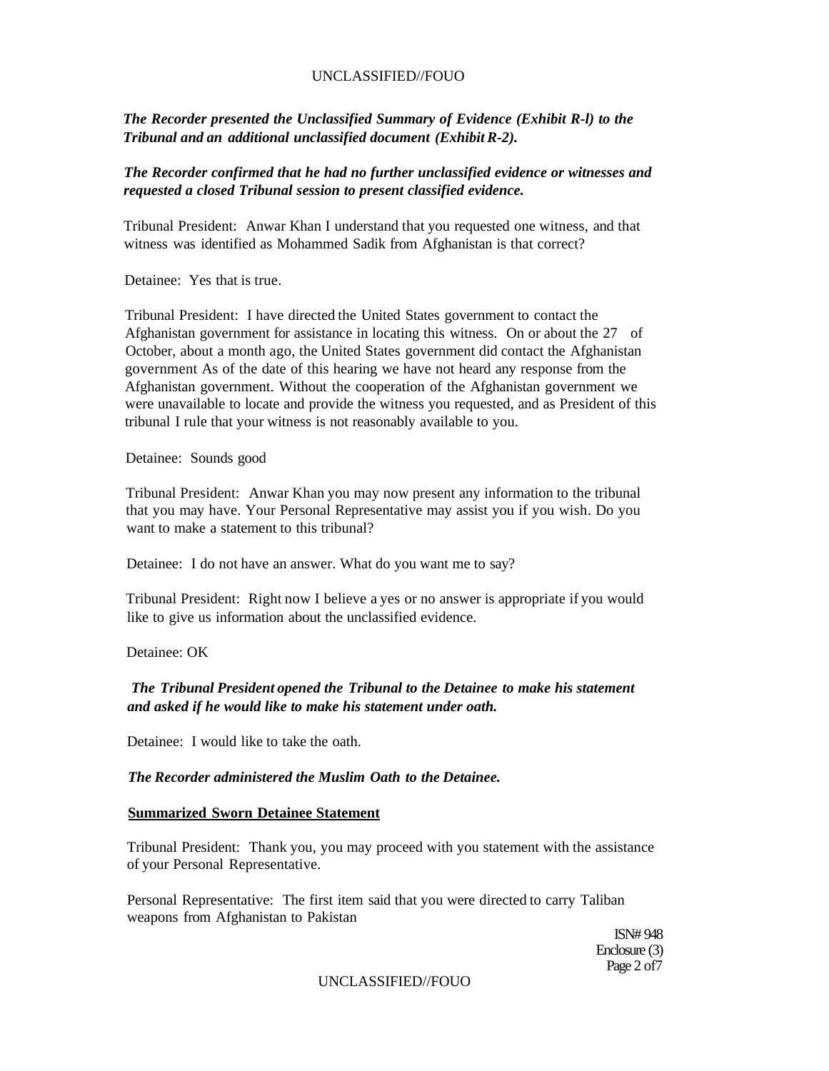*The Recorder presented the Unclassified Summary of Evidence (Exhibit R-l) to the Tribunal and an additional unclassified document (Exhibit R-2).*

***The Recorder confirmed that he had no further unclassified evidence or witnesses and requested a closed Tribunal session to present classified evidence.***

Tribunal President: Anwar Khan I understand that you requested one witness, and that witness was identified as Mohammed Sadik from Afghanistan is that correct?

Detainee: Yes that is true.

Tribunal President: I have directed the United States government to contact the Afghanistan government for assistance in locating this witness. On or about the 27 of October, about a month ago, the United States government did contact the Afghanistan government As of the date of this hearing we have not heard any response from the Afghanistan government. Without the cooperation of the Afghanistan government we were unavailable to locate and provide the witness you requested, and as President of this tribunal I rule that your witness is not reasonably available to you.

Detainee: Sounds good

Tribunal President: Anwar Khan you may now present any information to the tribunal that you may have. Your Personal Representative may assist you if you wish. Do you want to make a statement to this tribunal?

Detainee: I do not have an answer. What do you want me to say?

Tribunal President: Right now I believe a yes or no answer is appropriate if you would like to give us information about the unclassified evidence.

Detainee: OK

***The Tribunal President opened the Tribunal to the Detainee to make his statement and asked if he would like to make his statement under oath.***

Detainee: I would like to take the oath.

***The Recorder administered the Muslim Oath to the Detainee.***

**Summarized Sworn Detainee Statement**

Tribunal President: Thank you, you may proceed with you statement with the assistance of your Personal Representative.

Personal Representative: The first item said that you were directed to carry Taliban weapons from Afghanistan to Pakistan

ISN# 948
Enclosure (3)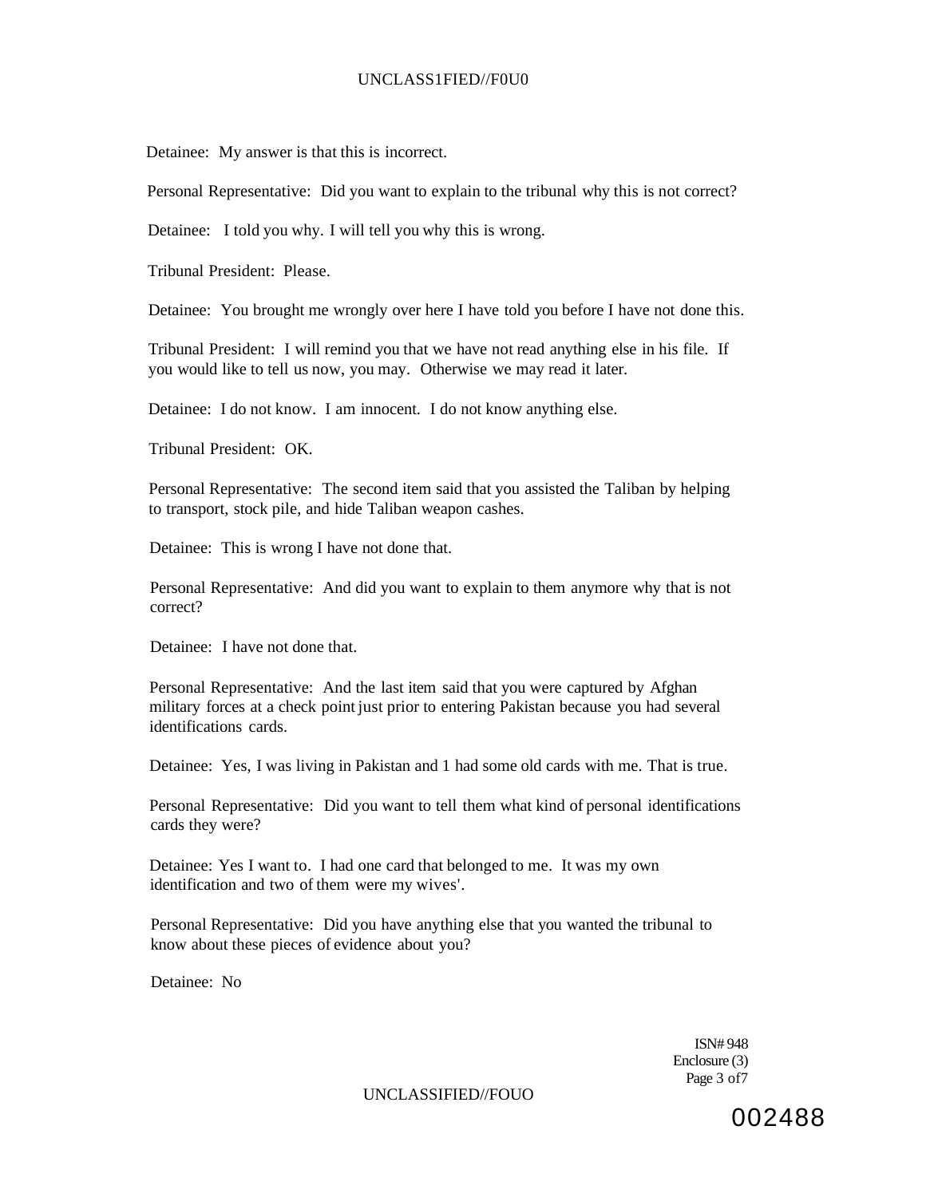Detainee: My answer is that this is incorrect.

Personal Representative: Did you want to explain to the tribunal why this is not correct?

Detainee: I told you why. I will tell you why this is wrong.

Tribunal President: Please.

Detainee: You brought me wrongly over here I have told you before I have not done this.

Tribunal President: I will remind you that we have not read anything else in his file. If you would like to tell us now, you may. Otherwise we may read it later.

Detainee: I do not know. I am innocent. I do not know anything else.

Tribunal President: OK.

Personal Representative: The second item said that you assisted the Taliban by helping to transport, stock pile, and hide Taliban weapon cashes.

Detainee: This is wrong I have not done that.

Personal Representative: And did you want to explain to them anymore why that is not correct?

Detainee: I have not done that.

Personal Representative: And the last item said that you were captured by Afghan military forces at a check point just prior to entering Pakistan because you had several identifications cards.

Detainee: Yes, I was living in Pakistan and 1 had some old cards with me. That is true.

Personal Representative: Did you want to tell them what kind of personal identifications cards they were?

Detainee: Yes I want to. I had one card that belonged to me. It was my own identification and two of them were my wives'.

Personal Representative: Did you have anything else that you wanted the tribunal to know about these pieces of evidence about you?

Detainee: No

ISN# 948
Enclosure (3)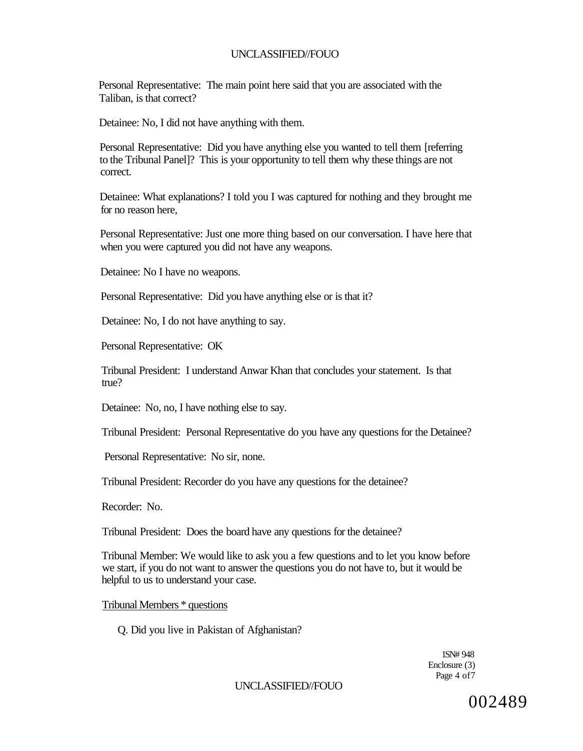Personal Representative: The main point here said that you are associated with the Taliban, is that correct?

Detainee: No, I did not have anything with them.

Personal Representative: Did you have anything else you wanted to tell them [referring to the Tribunal Panel]? This is your opportunity to tell them why these things are not correct.

Detainee: What explanations? I told you I was captured for nothing and they brought me for no reason here,

Personal Representative: Just one more thing based on our conversation. I have here that when you were captured you did not have any weapons.

Detainee: No I have no weapons.

Personal Representative: Did you have anything else or is that it?

Detainee: No, I do not have anything to say.

Personal Representative: OK

Tribunal President: I understand Anwar Khan that concludes your statement. Is that true?

Detainee: No, no, I have nothing else to say.

Tribunal President: Personal Representative do you have any questions for the Detainee?

Personal Representative: No sir, none.

Tribunal President: Recorder do you have any questions for the detainee?

Recorder: No.

Tribunal President: Does the board have any questions for the detainee?

Tribunal Member: We would like to ask you a few questions and to let you know before we start, if you do not want to answer the questions you do not have to, but it would be helpful to us to understand your case.

Tribunal Members * questions

Q. Did you live in Pakistan of Afghanistan?

1SN# 948
Enclosure (3)

002489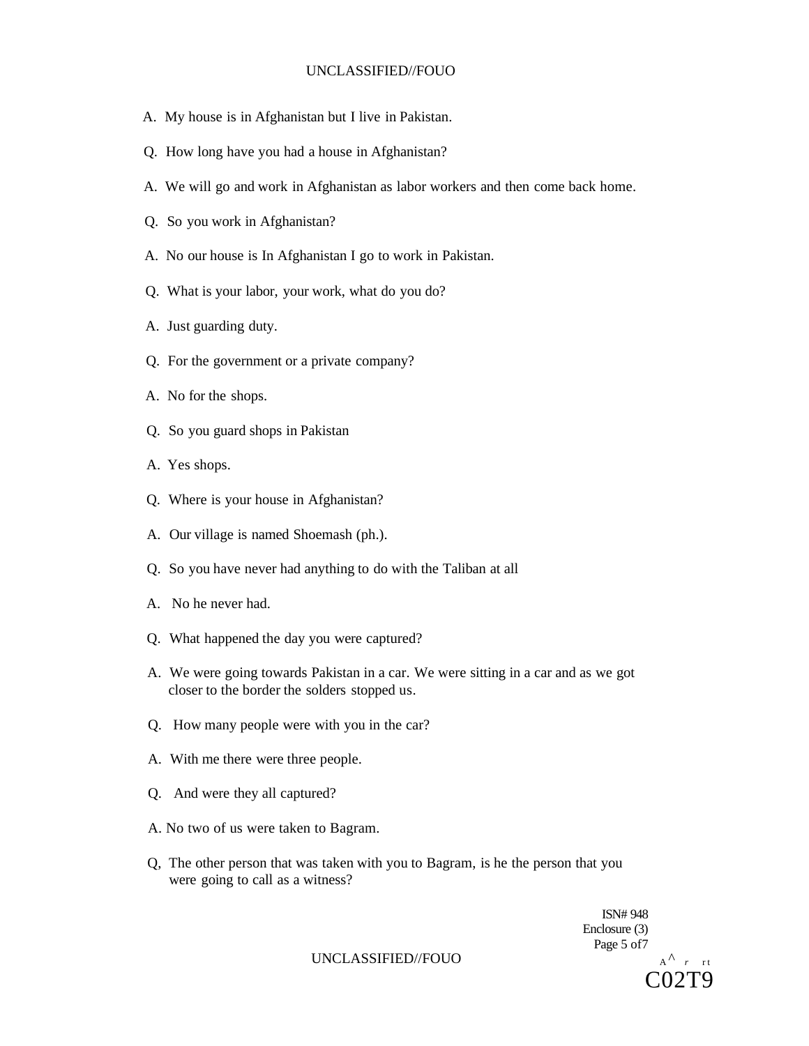A. My house is in Afghanistan but I live in Pakistan.

Q. How long have you had a house in Afghanistan?

A. We will go and work in Afghanistan as labor workers and then come back home.

Q. So you work in Afghanistan?

A. No our house is In Afghanistan I go to work in Pakistan.

Q. What is your labor, your work, what do you do?

A. Just guarding duty.

Q. For the government or a private company?

A. No for the shops.

Q. So you guard shops in Pakistan

A. Yes shops.

Q. Where is your house in Afghanistan?

A. Our village is named Shoemash (ph.).

Q. So you have never had anything to do with the Taliban at all

A. No he never had.

Q. What happened the day you were captured?

A. We were going towards Pakistan in a car. We were sitting in a car and as we got closer to the border the solders stopped us.

Q. How many people were with you in the car?

A. With me there were three people.

Q. And were they all captured?

A. No two of us were taken to Bagram.

Q, The other person that was taken with you to Bagram, is he the person that you were going to call as a witness?

ISN# 948
Enclosure (3)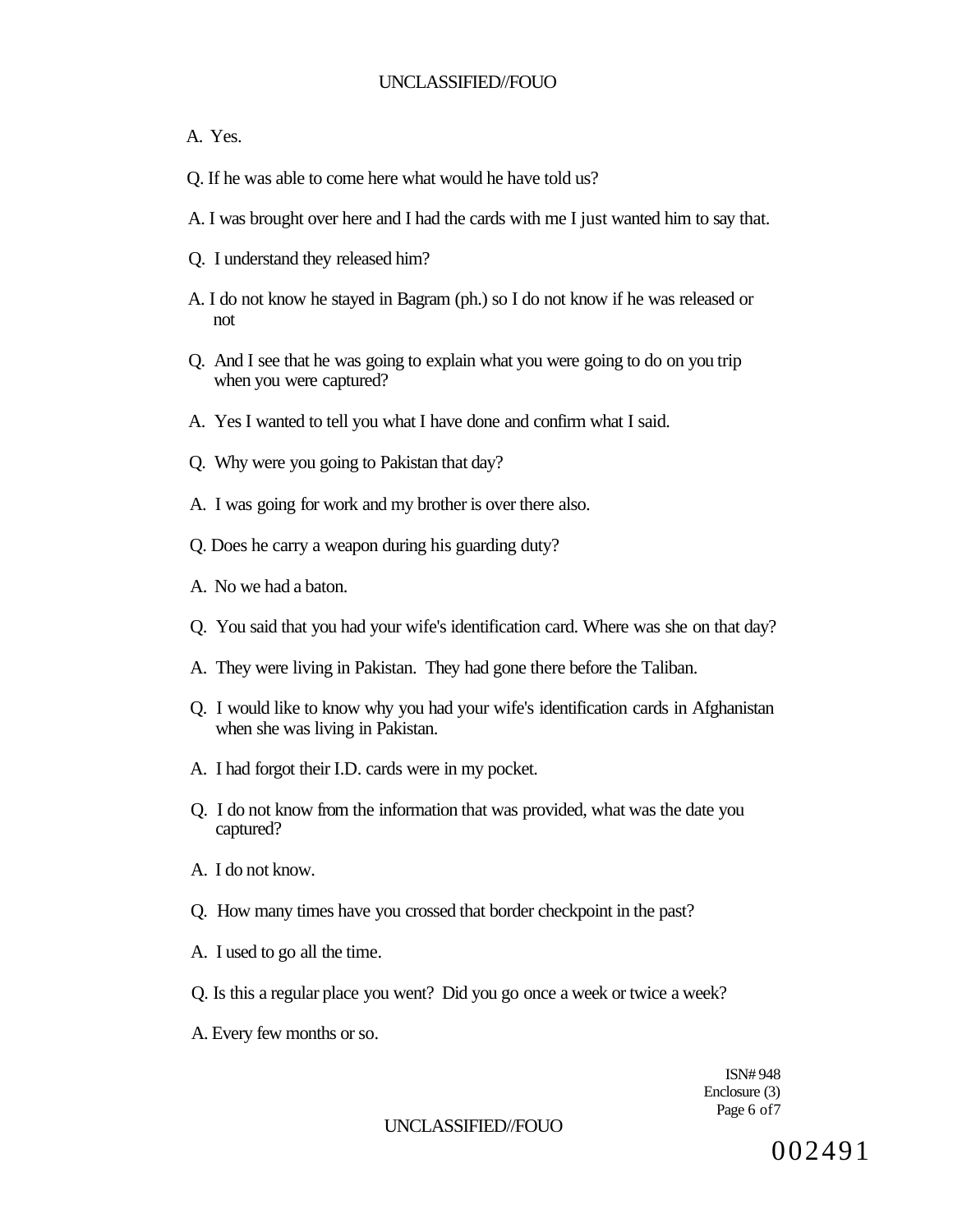A. Yes.

Q. If he was able to come here what would he have told us?

A. I was brought over here and I had the cards with me I just wanted him to say that.

Q. I understand they released him?

A. I do not know he stayed in Bagram (ph.) so I do not know if he was released or not

Q. And I see that he was going to explain what you were going to do on you trip when you were captured?

A. Yes I wanted to tell you what I have done and confirm what I said.

Q. Why were you going to Pakistan that day?

A. I was going for work and my brother is over there also.

Q. Does he carry a weapon during his guarding duty?

A. No we had a baton.

Q. You said that you had your wife's identification card. Where was she on that day?

A. They were living in Pakistan. They had gone there before the Taliban.

Q. I would like to know why you had your wife's identification cards in Afghanistan when she was living in Pakistan.

A. I had forgot their I.D. cards were in my pocket.

Q. I do not know from the information that was provided, what was the date you captured?

A. I do not know.

Q. How many times have you crossed that border checkpoint in the past?

A. I used to go all the time.

Q. Is this a regular place you went? Did you go once a week or twice a week?

A. Every few months or so.

ISN# 948
Enclosure (3)

002491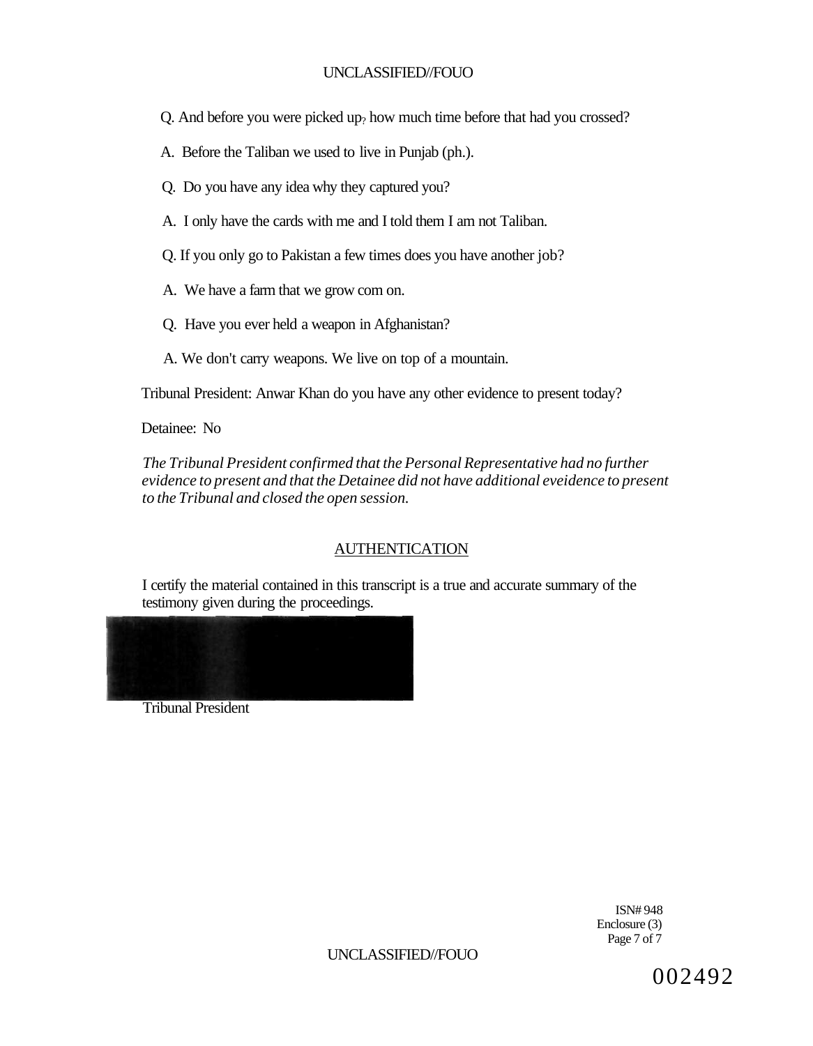Q. And before you were picked up? how much time before that had you crossed?

A. Before the Taliban we used to live in Punjab (ph.).

Q. Do you have any idea why they captured you?

A. I only have the cards with me and I told them I am not Taliban.

Q. If you only go to Pakistan a few times does you have another job?

A. We have a farm that we grow com on.

Q. Have you ever held a weapon in Afghanistan?

A. We don't carry weapons. We live on top of a mountain.

Tribunal President: Anwar Khan do you have any other evidence to present today?

Detainee: No

*The Tribunal President confirmed that the Personal Representative had no further evidence to present and that the Detainee did not have additional eveidence to present to the Tribunal and closed the open session.*

## AUTHENTICATION

I certify the material contained in this transcript is a true and accurate summary of the testimony given during the proceedings.

Tribunal President

ISN# 948
Enclosure (3)
Page 7 of 7

002492